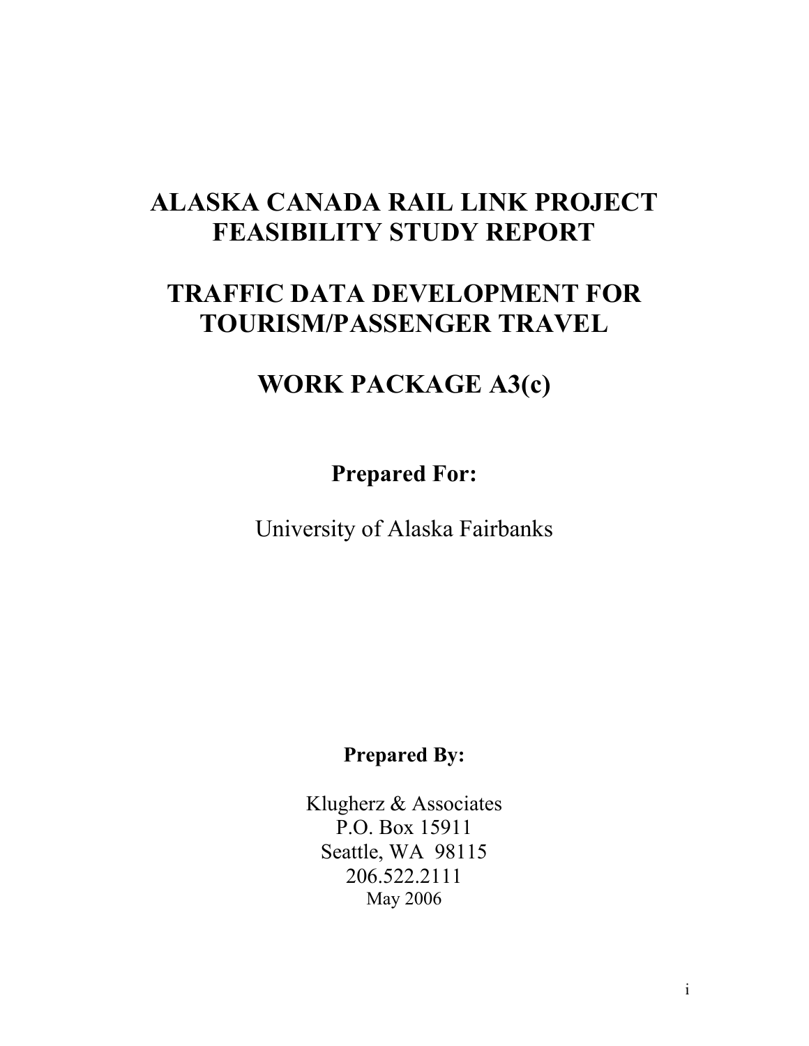# ALASKA CANADA RAIL LINK PROJECT FEASIBILITY STUDY REPORT

# TRAFFIC DATA DEVELOPMENT FOR TOURISM/PASSENGER TRAVEL

# WORK PACKAGE A3(c)

**Prepared For:**

University of Alaska Fairbanks

**Prepared By:**

Klugherz & Associates
P.O. Box 15911
Seattle, WA 98115
206.522.2111
May 2006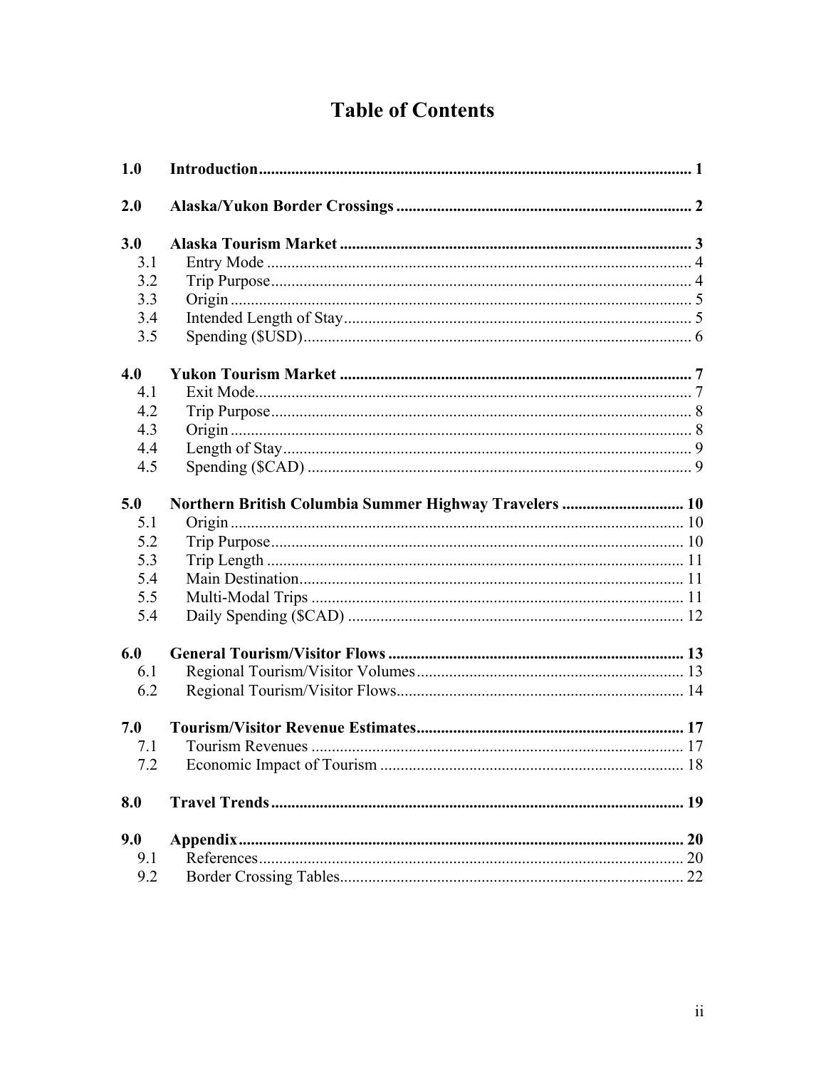# Table of Contents

| | | |
|---|---|---|
| **1.0** | **Introduction** | **1** |
| **2.0** | **Alaska/Yukon Border Crossings** | **2** |
| **3.0** | **Alaska Tourism Market** | **3** |
| 3.1 | Entry Mode | 4 |
| 3.2 | Trip Purpose | 4 |
| 3.3 | Origin | 5 |
| 3.4 | Intended Length of Stay | 5 |
| 3.5 | Spending ($USD) | 6 |
| **4.0** | **Yukon Tourism Market** | **7** |
| 4.1 | Exit Mode | 7 |
| 4.2 | Trip Purpose | 8 |
| 4.3 | Origin | 8 |
| 4.4 | Length of Stay | 9 |
| 4.5 | Spending ($CAD) | 9 |
| **5.0** | **Northern British Columbia Summer Highway Travelers** | **10** |
| 5.1 | Origin | 10 |
| 5.2 | Trip Purpose | 10 |
| 5.3 | Trip Length | 11 |
| 5.4 | Main Destination | 11 |
| 5.5 | Multi-Modal Trips | 11 |
| 5.4 | Daily Spending ($CAD) | 12 |
| **6.0** | **General Tourism/Visitor Flows** | **13** |
| 6.1 | Regional Tourism/Visitor Volumes | 13 |
| 6.2 | Regional Tourism/Visitor Flows | 14 |
| **7.0** | **Tourism/Visitor Revenue Estimates** | **17** |
| 7.1 | Tourism Revenues | 17 |
| 7.2 | Economic Impact of Tourism | 18 |
| **8.0** | **Travel Trends** | **19** |
| **9.0** | **Appendix** | **20** |
| 9.1 | References | 20 |
| 9.2 | Border Crossing Tables | 22 |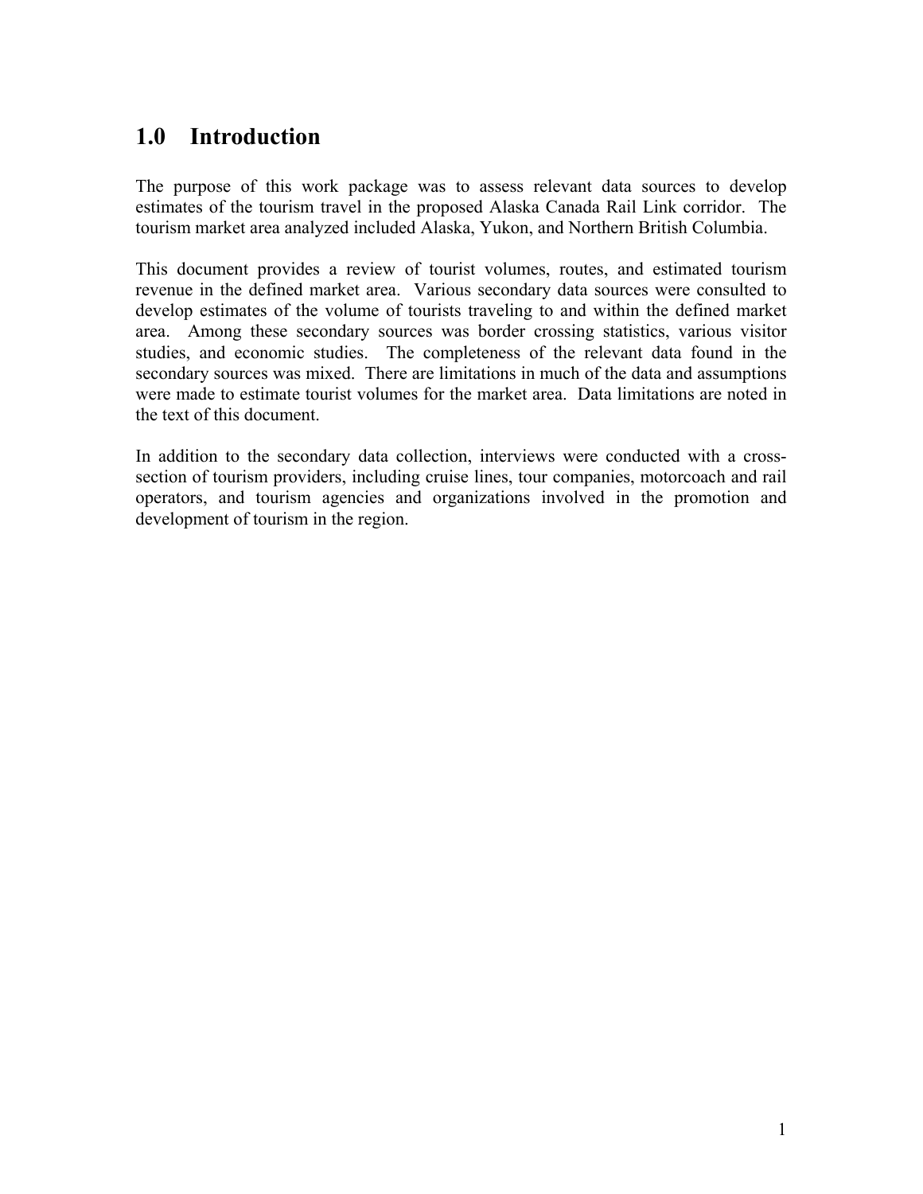# 1.0 Introduction

The purpose of this work package was to assess relevant data sources to develop estimates of the tourism travel in the proposed Alaska Canada Rail Link corridor. The tourism market area analyzed included Alaska, Yukon, and Northern British Columbia.

This document provides a review of tourist volumes, routes, and estimated tourism revenue in the defined market area. Various secondary data sources were consulted to develop estimates of the volume of tourists traveling to and within the defined market area. Among these secondary sources was border crossing statistics, various visitor studies, and economic studies. The completeness of the relevant data found in the secondary sources was mixed. There are limitations in much of the data and assumptions were made to estimate tourist volumes for the market area. Data limitations are noted in the text of this document.

In addition to the secondary data collection, interviews were conducted with a cross-section of tourism providers, including cruise lines, tour companies, motorcoach and rail operators, and tourism agencies and organizations involved in the promotion and development of tourism in the region.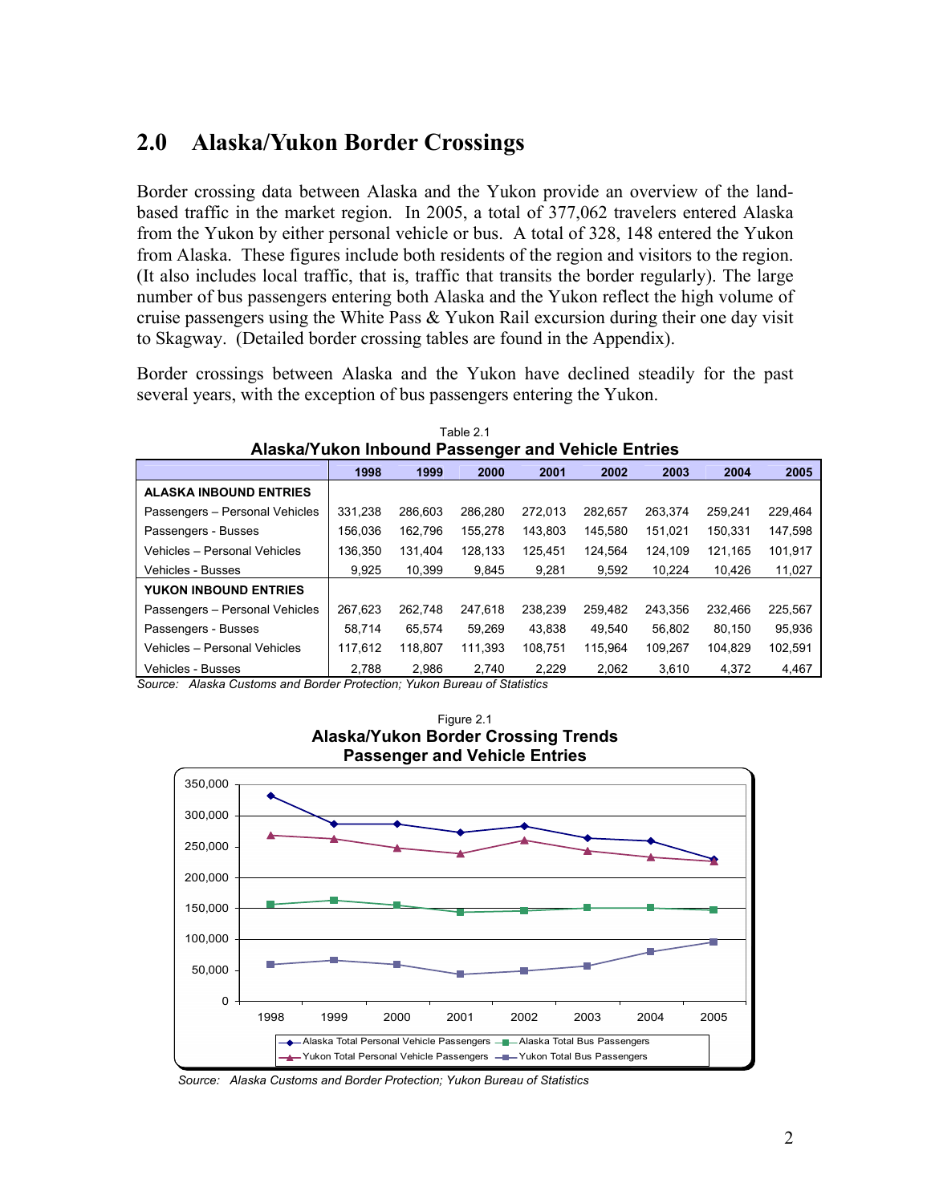## 2.0 Alaska/Yukon Border Crossings

Border crossing data between Alaska and the Yukon provide an overview of the land-based traffic in the market region. In 2005, a total of 377,062 travelers entered Alaska from the Yukon by either personal vehicle or bus. A total of 328, 148 entered the Yukon from Alaska. These figures include both residents of the region and visitors to the region. (It also includes local traffic, that is, traffic that transits the border regularly). The large number of bus passengers entering both Alaska and the Yukon reflect the high volume of cruise passengers using the White Pass & Yukon Rail excursion during their one day visit to Skagway. (Detailed border crossing tables are found in the Appendix).

Border crossings between Alaska and the Yukon have declined steadily for the past several years, with the exception of bus passengers entering the Yukon.

Table 2.1
**Alaska/Yukon Inbound Passenger and Vehicle Entries**

| | 1998 | 1999 | 2000 | 2001 | 2002 | 2003 | 2004 | 2005 |
|---|---|---|---|---|---|---|---|---|
| **ALASKA INBOUND ENTRIES** | | | | | | | | |
| Passengers – Personal Vehicles | 331,238 | 286,603 | 286,280 | 272,013 | 282,657 | 263,374 | 259,241 | 229,464 |
| Passengers - Busses | 156,036 | 162,796 | 155,278 | 143,803 | 145,580 | 151,021 | 150,331 | 147,598 |
| Vehicles – Personal Vehicles | 136,350 | 131,404 | 128,133 | 125,451 | 124,564 | 124,109 | 121,165 | 101,917 |
| Vehicles - Busses | 9,925 | 10,399 | 9,845 | 9,281 | 9,592 | 10,224 | 10,426 | 11,027 |
| **YUKON INBOUND ENTRIES** | | | | | | | | |
| Passengers – Personal Vehicles | 267,623 | 262,748 | 247,618 | 238,239 | 259,482 | 243,356 | 232,466 | 225,567 |
| Passengers - Busses | 58,714 | 65,574 | 59,269 | 43,838 | 49,540 | 56,802 | 80,150 | 95,936 |
| Vehicles – Personal Vehicles | 117,612 | 118,807 | 111,393 | 108,751 | 115,964 | 109,267 | 104,829 | 102,591 |
| Vehicles - Busses | 2,788 | 2,986 | 2,740 | 2,229 | 2,062 | 3,610 | 4,372 | 4,467 |

*Source: Alaska Customs and Border Protection; Yukon Bureau of Statistics*

Figure 2.1
**Alaska/Yukon Border Crossing Trends**
**Passenger and Vehicle Entries**

*Source: Alaska Customs and Border Protection; Yukon Bureau of Statistics*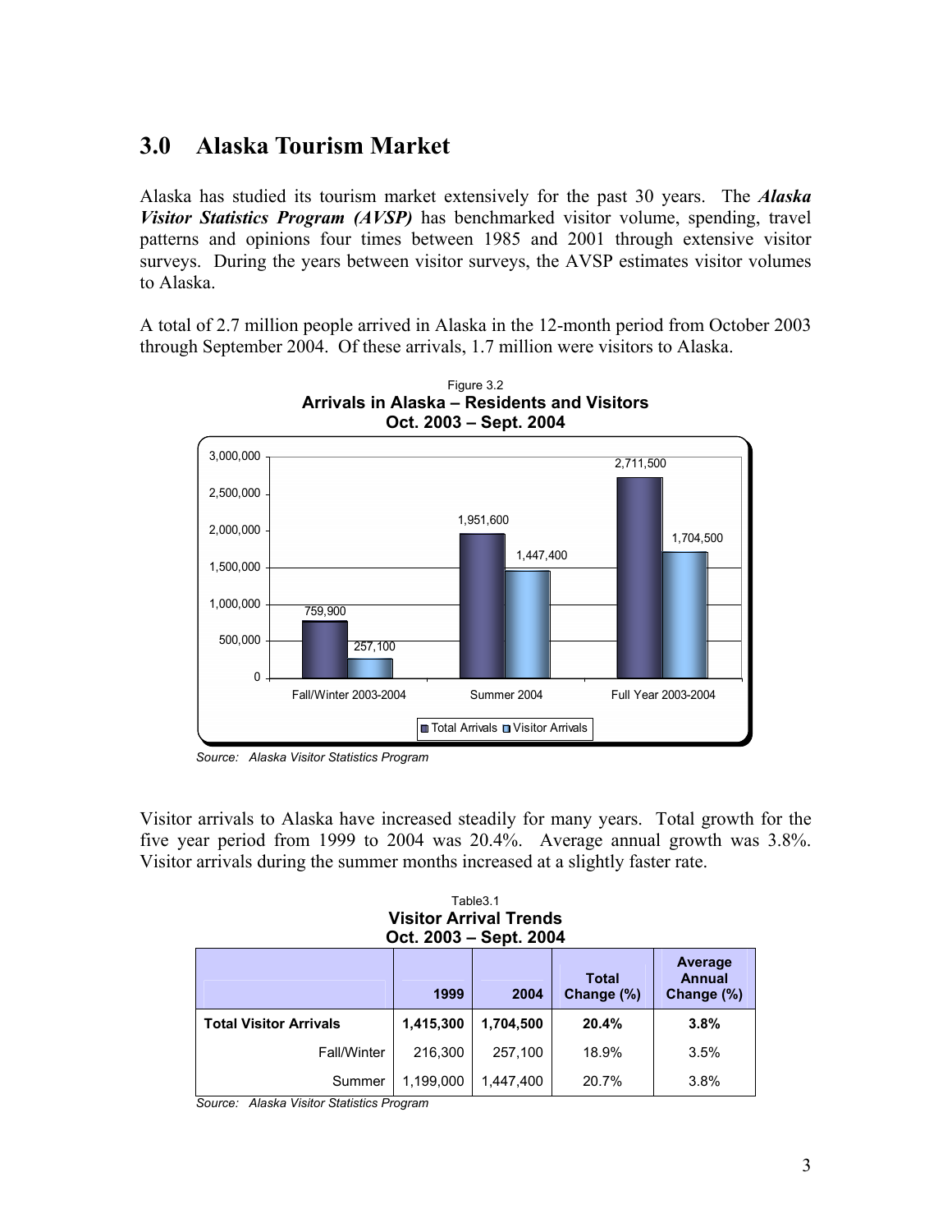# 3.0 Alaska Tourism Market

Alaska has studied its tourism market extensively for the past 30 years. The ***Alaska Visitor Statistics Program (AVSP)*** has benchmarked visitor volume, spending, travel patterns and opinions four times between 1985 and 2001 through extensive visitor surveys. During the years between visitor surveys, the AVSP estimates visitor volumes to Alaska.

A total of 2.7 million people arrived in Alaska in the 12-month period from October 2003 through September 2004. Of these arrivals, 1.7 million were visitors to Alaska.

Figure 3.2
**Arrivals in Alaska – Residents and Visitors**
**Oct. 2003 – Sept. 2004**

| | Total Arrivals | Visitor Arrivals |
|---|---|---|
| Fall/Winter 2003-2004 | 759,900 | 257,100 |
| Summer 2004 | 1,951,600 | 1,447,400 |
| Full Year 2003-2004 | 2,711,500 | 1,704,500 |

*Source: Alaska Visitor Statistics Program*

Visitor arrivals to Alaska have increased steadily for many years. Total growth for the five year period from 1999 to 2004 was 20.4%. Average annual growth was 3.8%. Visitor arrivals during the summer months increased at a slightly faster rate.

Table3.1
**Visitor Arrival Trends**
**Oct. 2003 – Sept. 2004**

| | 1999 | 2004 | Total Change (%) | Average Annual Change (%) |
|---|---|---|---|---|
| **Total Visitor Arrivals** | **1,415,300** | **1,704,500** | **20.4%** | **3.8%** |
| Fall/Winter | 216,300 | 257,100 | 18.9% | 3.5% |
| Summer | 1,199,000 | 1,447,400 | 20.7% | 3.8% |

*Source: Alaska Visitor Statistics Program*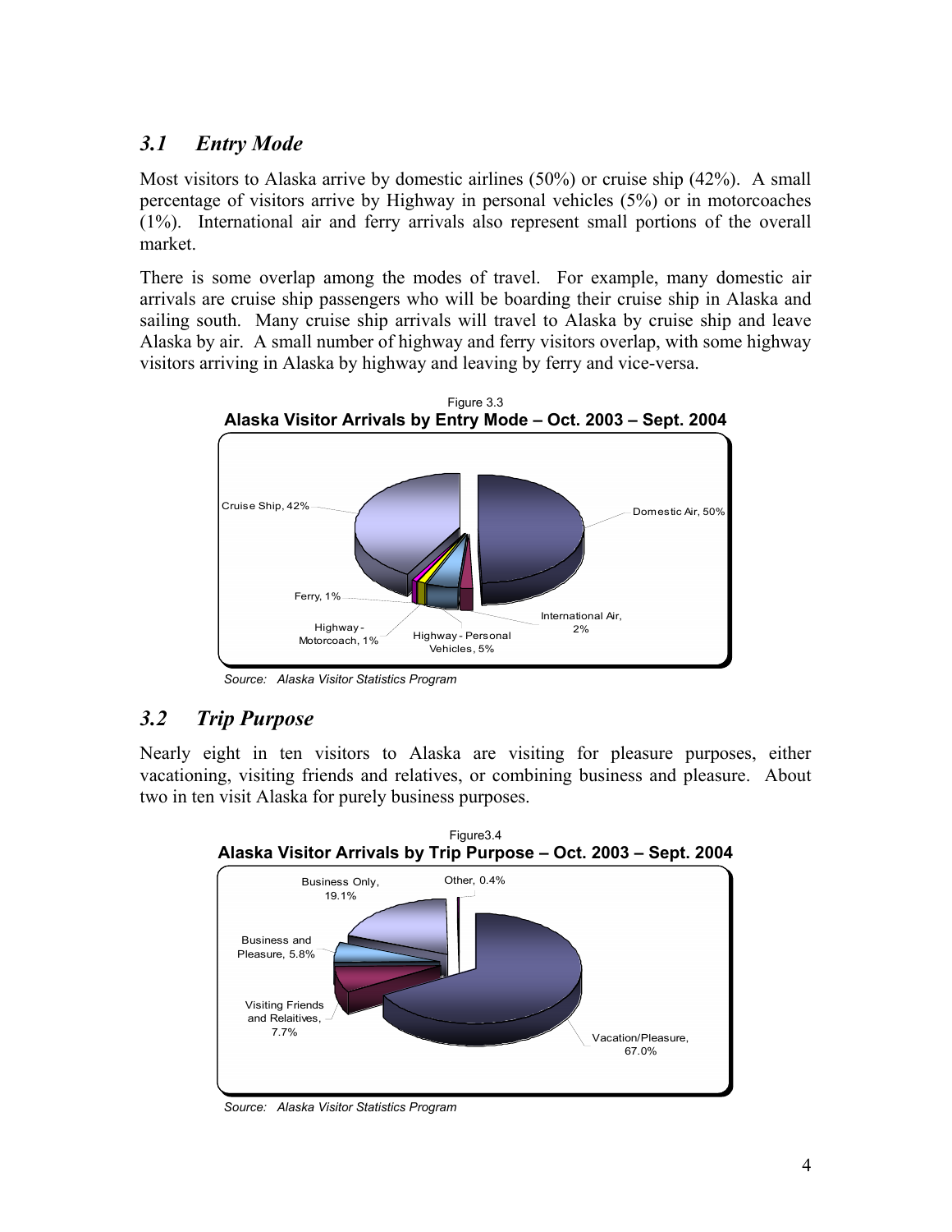## *3.1 Entry Mode*

Most visitors to Alaska arrive by domestic airlines (50%) or cruise ship (42%). A small percentage of visitors arrive by Highway in personal vehicles (5%) or in motorcoaches (1%). International air and ferry arrivals also represent small portions of the overall market.

There is some overlap among the modes of travel. For example, many domestic air arrivals are cruise ship passengers who will be boarding their cruise ship in Alaska and sailing south. Many cruise ship arrivals will travel to Alaska by cruise ship and leave Alaska by air. A small number of highway and ferry visitors overlap, with some highway visitors arriving in Alaska by highway and leaving by ferry and vice-versa.

Figure 3.3
**Alaska Visitor Arrivals by Entry Mode – Oct. 2003 – Sept. 2004**

| Entry Mode | Share |
| --- | --- |
| Domestic Air | 50% |
| Cruise Ship | 42% |
| Highway - Personal Vehicles | 5% |
| International Air | 2% |
| Ferry | 1% |
| Highway - Motorcoach | 1% |

*Source: Alaska Visitor Statistics Program*

## *3.2 Trip Purpose*

Nearly eight in ten visitors to Alaska are visiting for pleasure purposes, either vacationing, visiting friends and relatives, or combining business and pleasure. About two in ten visit Alaska for purely business purposes.

Figure3.4
**Alaska Visitor Arrivals by Trip Purpose – Oct. 2003 – Sept. 2004**

| Trip Purpose | Share |
| --- | --- |
| Vacation/Pleasure | 67.0% |
| Business Only | 19.1% |
| Visiting Friends and Relaitives | 7.7% |
| Business and Pleasure | 5.8% |
| Other | 0.4% |

*Source: Alaska Visitor Statistics Program*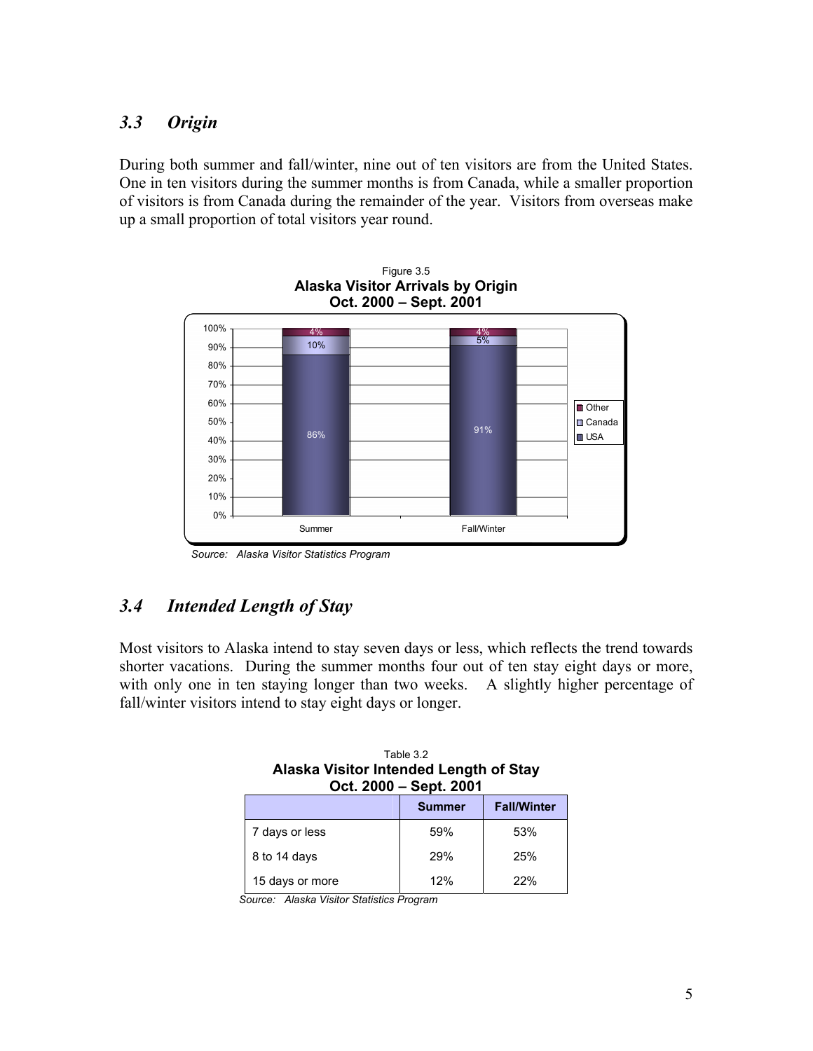## *3.3 Origin*

During both summer and fall/winter, nine out of ten visitors are from the United States. One in ten visitors during the summer months is from Canada, while a smaller proportion of visitors is from Canada during the remainder of the year. Visitors from overseas make up a small proportion of total visitors year round.

Figure 3.5
**Alaska Visitor Arrivals by Origin**
**Oct. 2000 – Sept. 2001**

| | Summer | Fall/Winter |
|---|---|---|
| USA | 86% | 91% |
| Canada | 10% | 5% |
| Other | 4% | 4% |

*Source: Alaska Visitor Statistics Program*

## *3.4 Intended Length of Stay*

Most visitors to Alaska intend to stay seven days or less, which reflects the trend towards shorter vacations. During the summer months four out of ten stay eight days or more, with only one in ten staying longer than two weeks. A slightly higher percentage of fall/winter visitors intend to stay eight days or longer.

Table 3.2
**Alaska Visitor Intended Length of Stay**
**Oct. 2000 – Sept. 2001**

| | Summer | Fall/Winter |
|---|---|---|
| 7 days or less | 59% | 53% |
| 8 to 14 days | 29% | 25% |
| 15 days or more | 12% | 22% |

*Source: Alaska Visitor Statistics Program*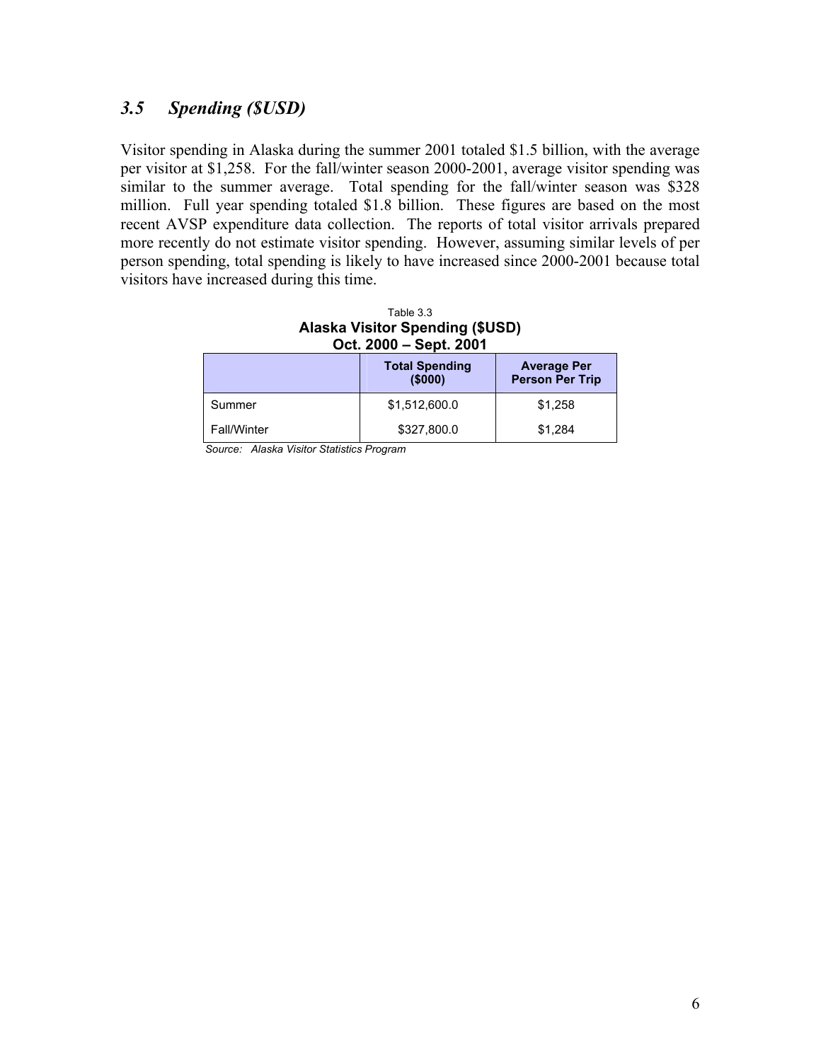## *3.5 Spending ($USD)*

Visitor spending in Alaska during the summer 2001 totaled $1.5 billion, with the average per visitor at $1,258. For the fall/winter season 2000-2001, average visitor spending was similar to the summer average. Total spending for the fall/winter season was $328 million. Full year spending totaled $1.8 billion. These figures are based on the most recent AVSP expenditure data collection. The reports of total visitor arrivals prepared more recently do not estimate visitor spending. However, assuming similar levels of per person spending, total spending is likely to have increased since 2000-2001 because total visitors have increased during this time.

Table 3.3

**Alaska Visitor Spending ($USD)**
**Oct. 2000 – Sept. 2001**

| | Total Spending ($000) | Average Per Person Per Trip |
|---|---|---|
| Summer | $1,512,600.0 | $1,258 |
| Fall/Winter | $327,800.0 | $1,284 |

*Source: Alaska Visitor Statistics Program*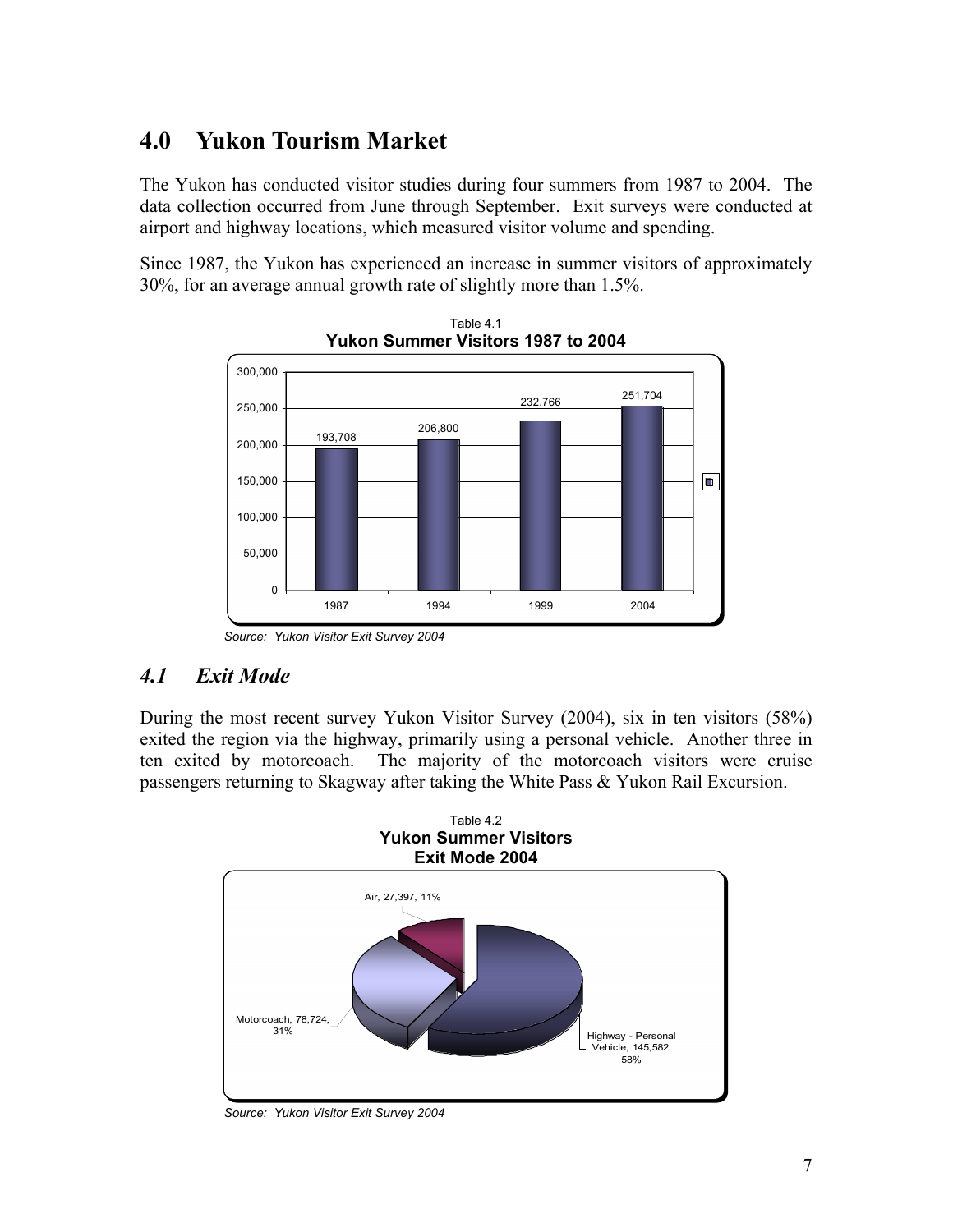## 4.0 Yukon Tourism Market

The Yukon has conducted visitor studies during four summers from 1987 to 2004. The data collection occurred from June through September. Exit surveys were conducted at airport and highway locations, which measured visitor volume and spending.

Since 1987, the Yukon has experienced an increase in summer visitors of approximately 30%, for an average annual growth rate of slightly more than 1.5%.

Table 4.1
**Yukon Summer Visitors 1987 to 2004**

| Year | Visitors |
|---|---|
| 1987 | 193,708 |
| 1994 | 206,800 |
| 1999 | 232,766 |
| 2004 | 251,704 |

*Source: Yukon Visitor Exit Survey 2004*

### *4.1 Exit Mode*

During the most recent survey Yukon Visitor Survey (2004), six in ten visitors (58%) exited the region via the highway, primarily using a personal vehicle. Another three in ten exited by motorcoach. The majority of the motorcoach visitors were cruise passengers returning to Skagway after taking the White Pass & Yukon Rail Excursion.

Table 4.2
**Yukon Summer Visitors**
**Exit Mode 2004**

| Exit Mode | Visitors | Percent |
|---|---|---|
| Highway - Personal Vehicle | 145,582 | 58% |
| Motorcoach | 78,724 | 31% |
| Air | 27,397 | 11% |

*Source: Yukon Visitor Exit Survey 2004*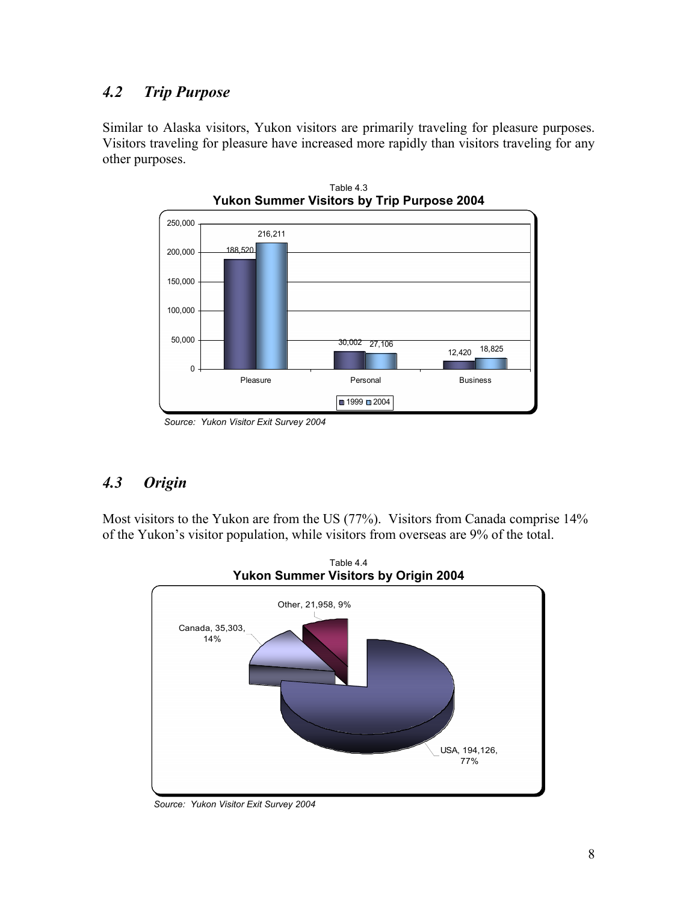## 4.2 *Trip Purpose*

Similar to Alaska visitors, Yukon visitors are primarily traveling for pleasure purposes. Visitors traveling for pleasure have increased more rapidly than visitors traveling for any other purposes.

Table 4.3
**Yukon Summer Visitors by Trip Purpose 2004**

| | 1999 | 2004 |
|---|---|---|
| Pleasure | 188,520 | 216,211 |
| Personal | 30,002 | 27,106 |
| Business | 12,420 | 18,825 |

*Source: Yukon Visitor Exit Survey 2004*

## 4.3 *Origin*

Most visitors to the Yukon are from the US (77%). Visitors from Canada comprise 14% of the Yukon's visitor population, while visitors from overseas are 9% of the total.

Table 4.4
**Yukon Summer Visitors by Origin 2004**

| Origin | Visitors | Percent |
|---|---|---|
| USA | 194,126 | 77% |
| Canada | 35,303 | 14% |
| Other | 21,958 | 9% |

*Source: Yukon Visitor Exit Survey 2004*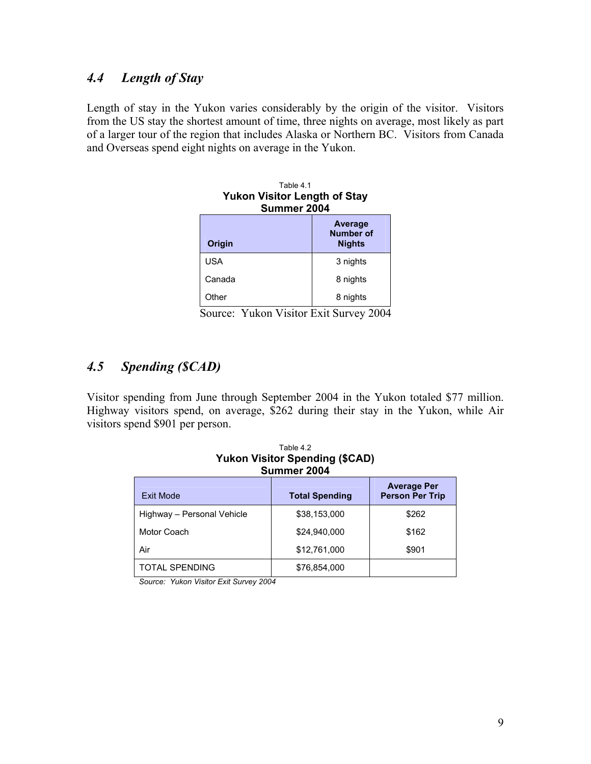## *4.4 Length of Stay*

Length of stay in the Yukon varies considerably by the origin of the visitor. Visitors from the US stay the shortest amount of time, three nights on average, most likely as part of a larger tour of the region that includes Alaska or Northern BC. Visitors from Canada and Overseas spend eight nights on average in the Yukon.

Table 4.1
**Yukon Visitor Length of Stay**
**Summer 2004**

| **Origin** | **Average Number of Nights** |
|---|---|
| USA | 3 nights |
| Canada | 8 nights |
| Other | 8 nights |

Source: Yukon Visitor Exit Survey 2004

## *4.5 Spending ($CAD)*

Visitor spending from June through September 2004 in the Yukon totaled $77 million. Highway visitors spend, on average, $262 during their stay in the Yukon, while Air visitors spend $901 per person.

Table 4.2
**Yukon Visitor Spending ($CAD)**
**Summer 2004**

| Exit Mode | **Total Spending** | **Average Per Person Per Trip** |
|---|---|---|
| Highway – Personal Vehicle | $38,153,000 | $262 |
| Motor Coach | $24,940,000 | $162 |
| Air | $12,761,000 | $901 |
| TOTAL SPENDING | $76,854,000 | |

*Source: Yukon Visitor Exit Survey 2004*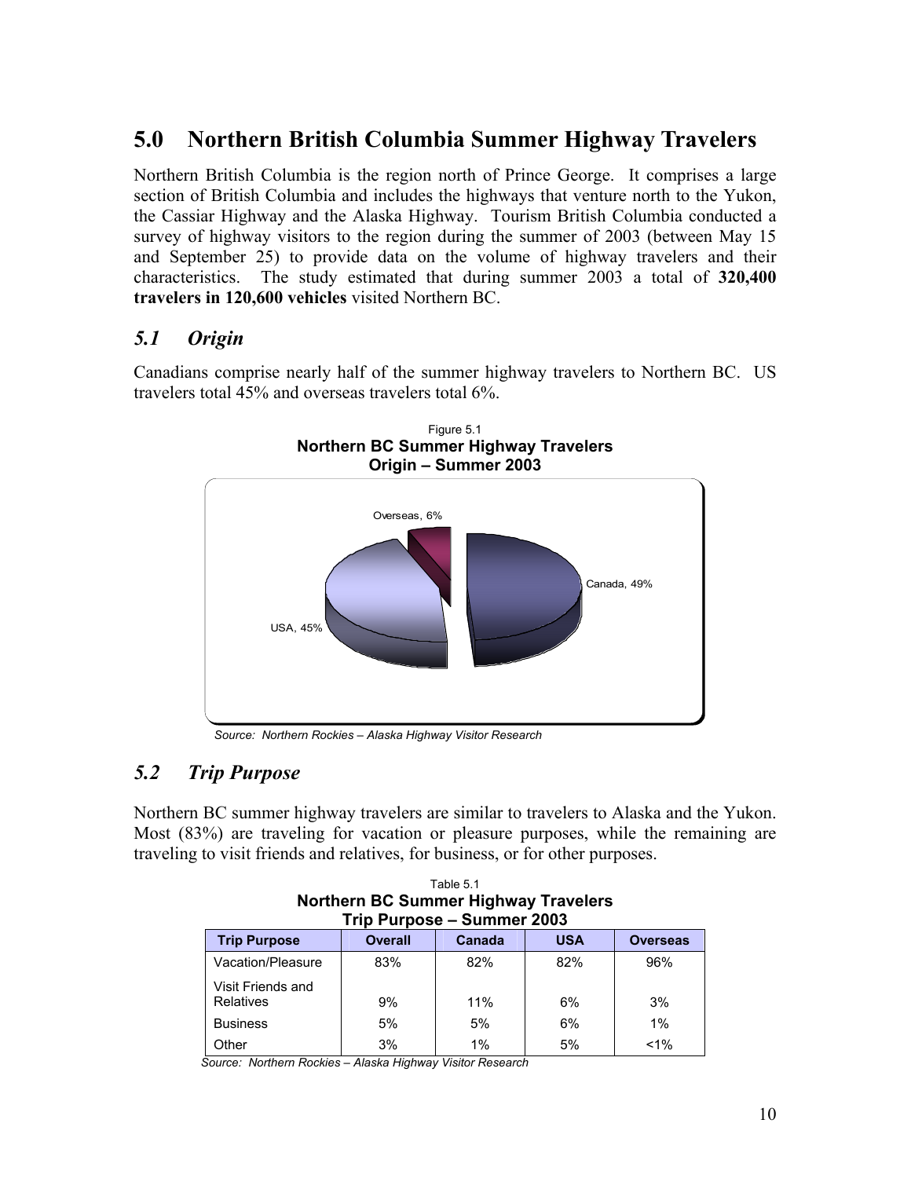# 5.0 Northern British Columbia Summer Highway Travelers

Northern British Columbia is the region north of Prince George. It comprises a large section of British Columbia and includes the highways that venture north to the Yukon, the Cassiar Highway and the Alaska Highway. Tourism British Columbia conducted a survey of highway visitors to the region during the summer of 2003 (between May 15 and September 25) to provide data on the volume of highway travelers and their characteristics. The study estimated that during summer 2003 a total of **320,400 travelers in 120,600 vehicles** visited Northern BC.

## *5.1 Origin*

Canadians comprise nearly half of the summer highway travelers to Northern BC. US travelers total 45% and overseas travelers total 6%.

Figure 5.1
**Northern BC Summer Highway Travelers**
**Origin – Summer 2003**

Overseas, 6%
Canada, 49%
USA, 45%

*Source: Northern Rockies – Alaska Highway Visitor Research*

## *5.2 Trip Purpose*

Northern BC summer highway travelers are similar to travelers to Alaska and the Yukon. Most (83%) are traveling for vacation or pleasure purposes, while the remaining are traveling to visit friends and relatives, for business, or for other purposes.

Table 5.1
**Northern BC Summer Highway Travelers**
**Trip Purpose – Summer 2003**

| Trip Purpose | Overall | Canada | USA | Overseas |
|---|---|---|---|---|
| Vacation/Pleasure | 83% | 82% | 82% | 96% |
| Visit Friends and Relatives | 9% | 11% | 6% | 3% |
| Business | 5% | 5% | 6% | 1% |
| Other | 3% | 1% | 5% | <1% |

*Source: Northern Rockies – Alaska Highway Visitor Research*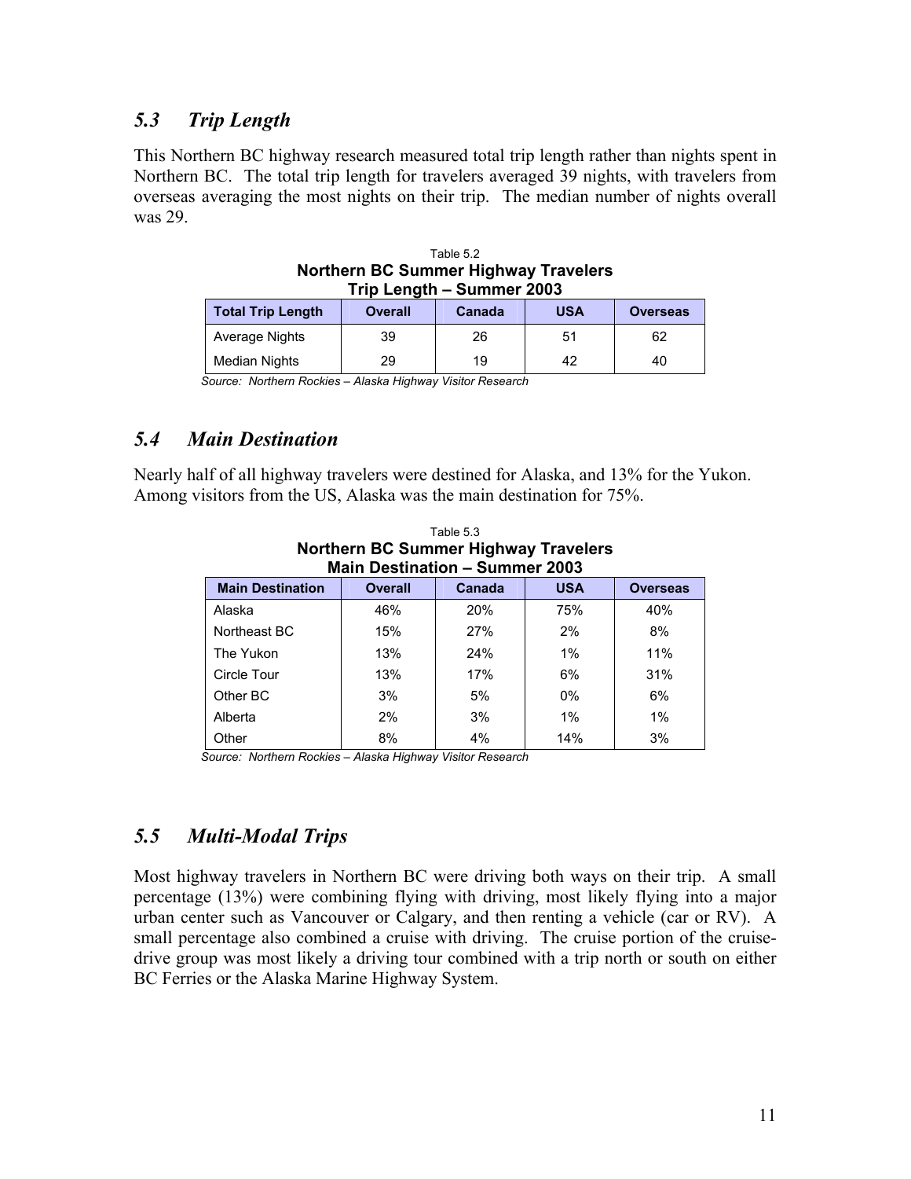## *5.3 Trip Length*

This Northern BC highway research measured total trip length rather than nights spent in Northern BC. The total trip length for travelers averaged 39 nights, with travelers from overseas averaging the most nights on their trip. The median number of nights overall was 29.

Table 5.2
**Northern BC Summer Highway Travelers**
**Trip Length – Summer 2003**

| Total Trip Length | Overall | Canada | USA | Overseas |
|---|---|---|---|---|
| Average Nights | 39 | 26 | 51 | 62 |
| Median Nights | 29 | 19 | 42 | 40 |

*Source: Northern Rockies – Alaska Highway Visitor Research*

## *5.4 Main Destination*

Nearly half of all highway travelers were destined for Alaska, and 13% for the Yukon. Among visitors from the US, Alaska was the main destination for 75%.

Table 5.3
**Northern BC Summer Highway Travelers**
**Main Destination – Summer 2003**

| Main Destination | Overall | Canada | USA | Overseas |
|---|---|---|---|---|
| Alaska | 46% | 20% | 75% | 40% |
| Northeast BC | 15% | 27% | 2% | 8% |
| The Yukon | 13% | 24% | 1% | 11% |
| Circle Tour | 13% | 17% | 6% | 31% |
| Other BC | 3% | 5% | 0% | 6% |
| Alberta | 2% | 3% | 1% | 1% |
| Other | 8% | 4% | 14% | 3% |

*Source: Northern Rockies – Alaska Highway Visitor Research*

## *5.5 Multi-Modal Trips*

Most highway travelers in Northern BC were driving both ways on their trip. A small percentage (13%) were combining flying with driving, most likely flying into a major urban center such as Vancouver or Calgary, and then renting a vehicle (car or RV). A small percentage also combined a cruise with driving. The cruise portion of the cruise-drive group was most likely a driving tour combined with a trip north or south on either BC Ferries or the Alaska Marine Highway System.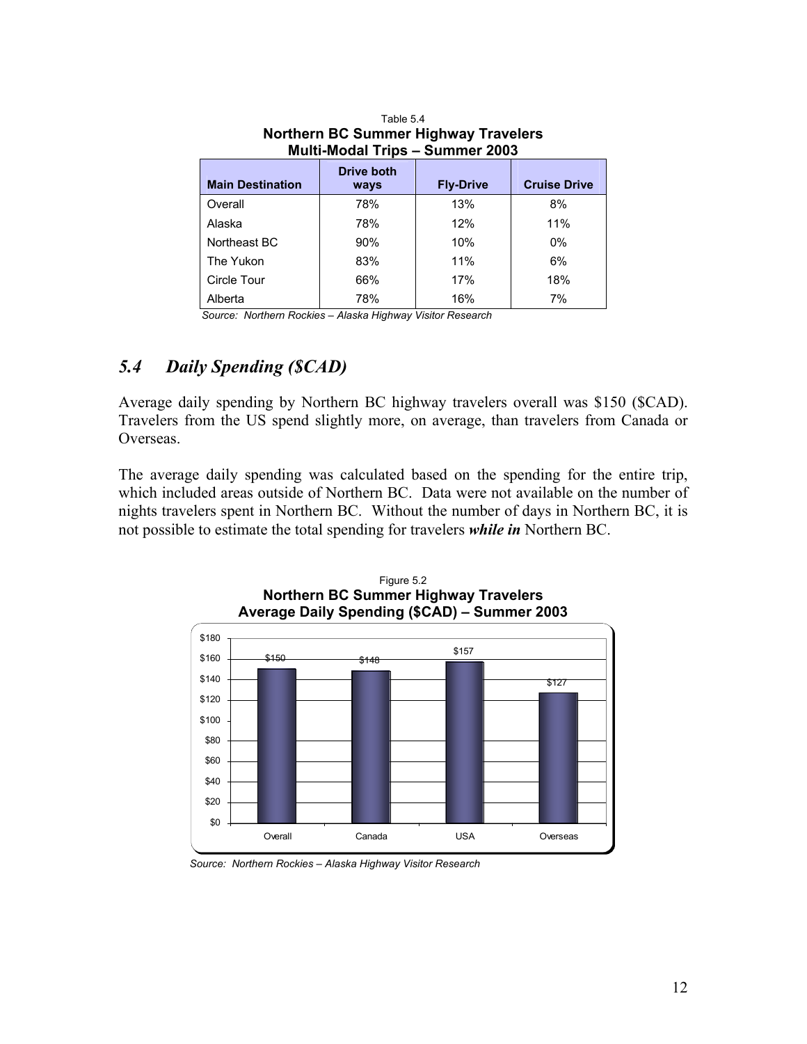Table 5.4
**Northern BC Summer Highway Travelers**
**Multi-Modal Trips – Summer 2003**

| Main Destination | Drive both ways | Fly-Drive | Cruise Drive |
|---|---|---|---|
| Overall | 78% | 13% | 8% |
| Alaska | 78% | 12% | 11% |
| Northeast BC | 90% | 10% | 0% |
| The Yukon | 83% | 11% | 6% |
| Circle Tour | 66% | 17% | 18% |
| Alberta | 78% | 16% | 7% |

*Source: Northern Rockies – Alaska Highway Visitor Research*

## *5.4 Daily Spending ($CAD)*

Average daily spending by Northern BC highway travelers overall was $150 ($CAD). Travelers from the US spend slightly more, on average, than travelers from Canada or Overseas.

The average daily spending was calculated based on the spending for the entire trip, which included areas outside of Northern BC. Data were not available on the number of nights travelers spent in Northern BC. Without the number of days in Northern BC, it is not possible to estimate the total spending for travelers ***while in*** Northern BC.

Figure 5.2
**Northern BC Summer Highway Travelers**
**Average Daily Spending ($CAD) – Summer 2003**

| | Overall | Canada | USA | Overseas |
|---|---|---|---|---|
| Average Daily Spending | $150 | $148 | $157 | $127 |

*Source: Northern Rockies – Alaska Highway Visitor Research*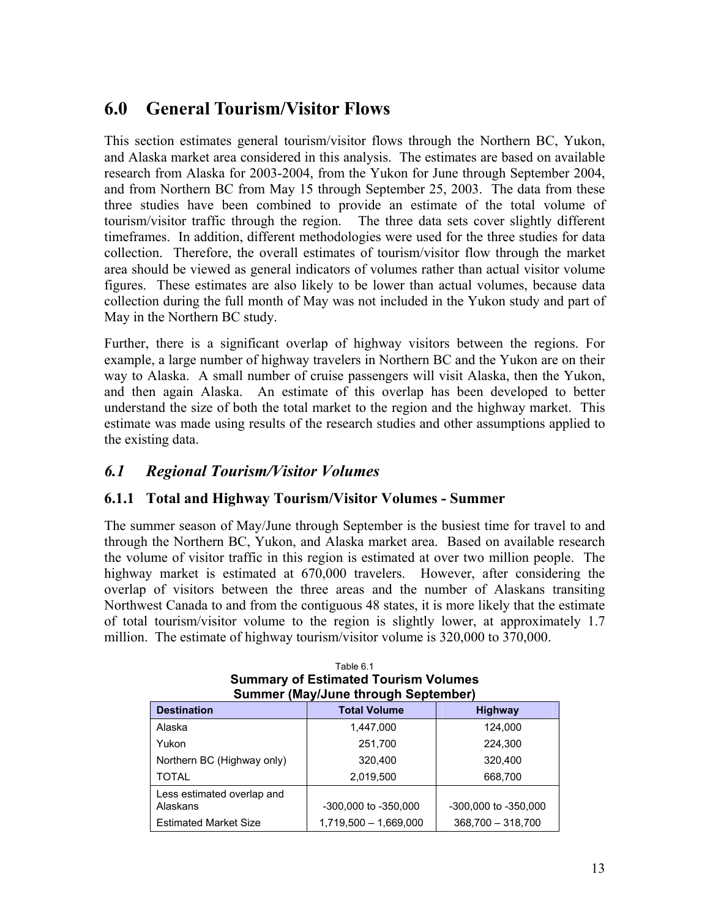# 6.0 General Tourism/Visitor Flows

This section estimates general tourism/visitor flows through the Northern BC, Yukon, and Alaska market area considered in this analysis. The estimates are based on available research from Alaska for 2003-2004, from the Yukon for June through September 2004, and from Northern BC from May 15 through September 25, 2003. The data from these three studies have been combined to provide an estimate of the total volume of tourism/visitor traffic through the region. The three data sets cover slightly different timeframes. In addition, different methodologies were used for the three studies for data collection. Therefore, the overall estimates of tourism/visitor flow through the market area should be viewed as general indicators of volumes rather than actual visitor volume figures. These estimates are also likely to be lower than actual volumes, because data collection during the full month of May was not included in the Yukon study and part of May in the Northern BC study.

Further, there is a significant overlap of highway visitors between the regions. For example, a large number of highway travelers in Northern BC and the Yukon are on their way to Alaska. A small number of cruise passengers will visit Alaska, then the Yukon, and then again Alaska. An estimate of this overlap has been developed to better understand the size of both the total market to the region and the highway market. This estimate was made using results of the research studies and other assumptions applied to the existing data.

## *6.1 Regional Tourism/Visitor Volumes*

### 6.1.1 Total and Highway Tourism/Visitor Volumes - Summer

The summer season of May/June through September is the busiest time for travel to and through the Northern BC, Yukon, and Alaska market area. Based on available research the volume of visitor traffic in this region is estimated at over two million people. The highway market is estimated at 670,000 travelers. However, after considering the overlap of visitors between the three areas and the number of Alaskans transiting Northwest Canada to and from the contiguous 48 states, it is more likely that the estimate of total tourism/visitor volume to the region is slightly lower, at approximately 1.7 million. The estimate of highway tourism/visitor volume is 320,000 to 370,000.

Table 6.1

**Summary of Estimated Tourism Volumes**
**Summer (May/June through September)**

| Destination | Total Volume | Highway |
|---|---|---|
| Alaska | 1,447,000 | 124,000 |
| Yukon | 251,700 | 224,300 |
| Northern BC (Highway only) | 320,400 | 320,400 |
| TOTAL | 2,019,500 | 668,700 |
| Less estimated overlap and Alaskans | -300,000 to -350,000 | -300,000 to -350,000 |
| Estimated Market Size | 1,719,500 – 1,669,000 | 368,700 – 318,700 |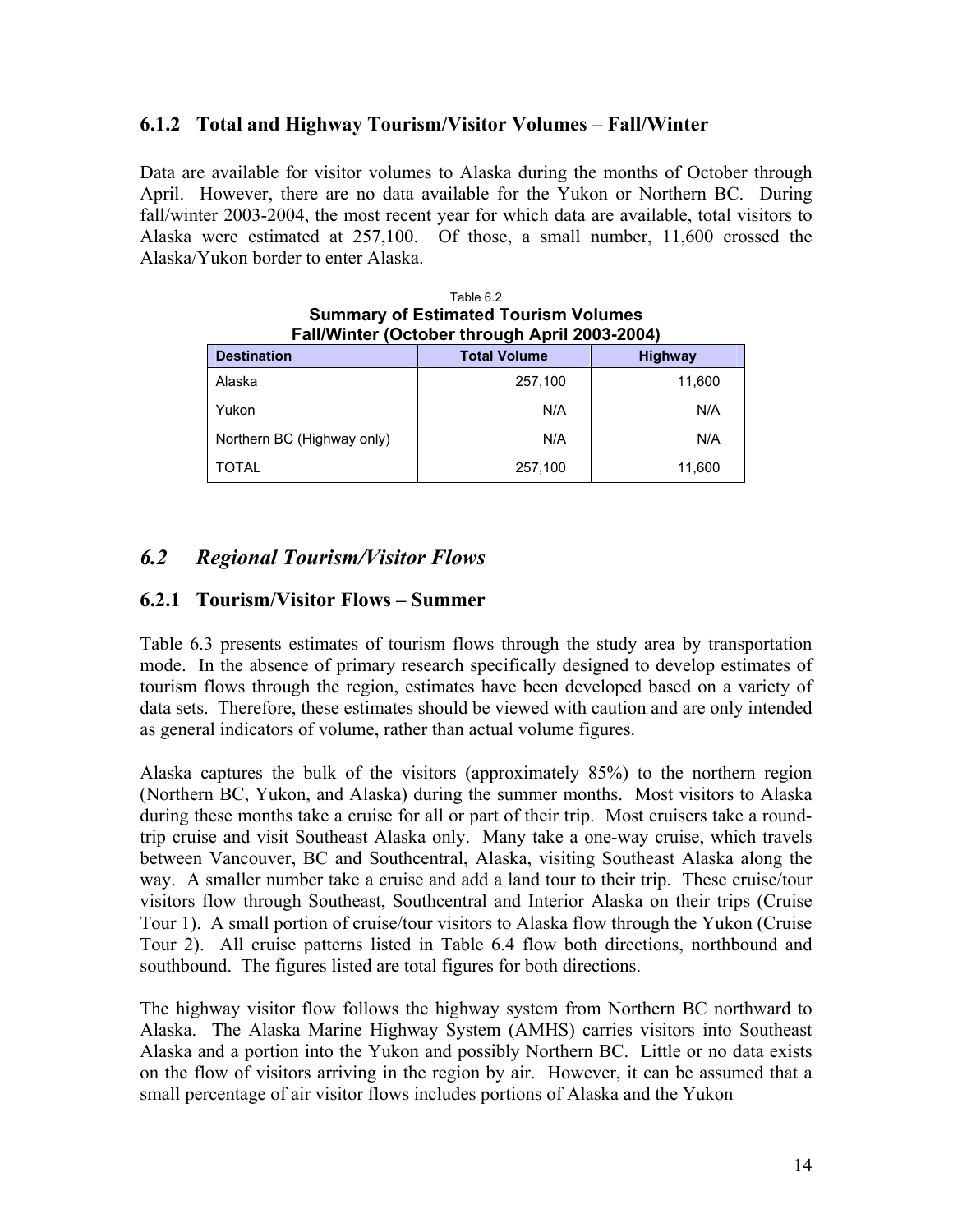### 6.1.2 Total and Highway Tourism/Visitor Volumes – Fall/Winter

Data are available for visitor volumes to Alaska during the months of October through April. However, there are no data available for the Yukon or Northern BC. During fall/winter 2003-2004, the most recent year for which data are available, total visitors to Alaska were estimated at 257,100. Of those, a small number, 11,600 crossed the Alaska/Yukon border to enter Alaska.

Table 6.2
**Summary of Estimated Tourism Volumes**
**Fall/Winter (October through April 2003-2004)**

| Destination | Total Volume | Highway |
|---|---|---|
| Alaska | 257,100 | 11,600 |
| Yukon | N/A | N/A |
| Northern BC (Highway only) | N/A | N/A |
| TOTAL | 257,100 | 11,600 |

## *6.2 Regional Tourism/Visitor Flows*

### 6.2.1 Tourism/Visitor Flows – Summer

Table 6.3 presents estimates of tourism flows through the study area by transportation mode. In the absence of primary research specifically designed to develop estimates of tourism flows through the region, estimates have been developed based on a variety of data sets. Therefore, these estimates should be viewed with caution and are only intended as general indicators of volume, rather than actual volume figures.

Alaska captures the bulk of the visitors (approximately 85%) to the northern region (Northern BC, Yukon, and Alaska) during the summer months. Most visitors to Alaska during these months take a cruise for all or part of their trip. Most cruisers take a round-trip cruise and visit Southeast Alaska only. Many take a one-way cruise, which travels between Vancouver, BC and Southcentral, Alaska, visiting Southeast Alaska along the way. A smaller number take a cruise and add a land tour to their trip. These cruise/tour visitors flow through Southeast, Southcentral and Interior Alaska on their trips (Cruise Tour 1). A small portion of cruise/tour visitors to Alaska flow through the Yukon (Cruise Tour 2). All cruise patterns listed in Table 6.4 flow both directions, northbound and southbound. The figures listed are total figures for both directions.

The highway visitor flow follows the highway system from Northern BC northward to Alaska. The Alaska Marine Highway System (AMHS) carries visitors into Southeast Alaska and a portion into the Yukon and possibly Northern BC. Little or no data exists on the flow of visitors arriving in the region by air. However, it can be assumed that a small percentage of air visitor flows includes portions of Alaska and the Yukon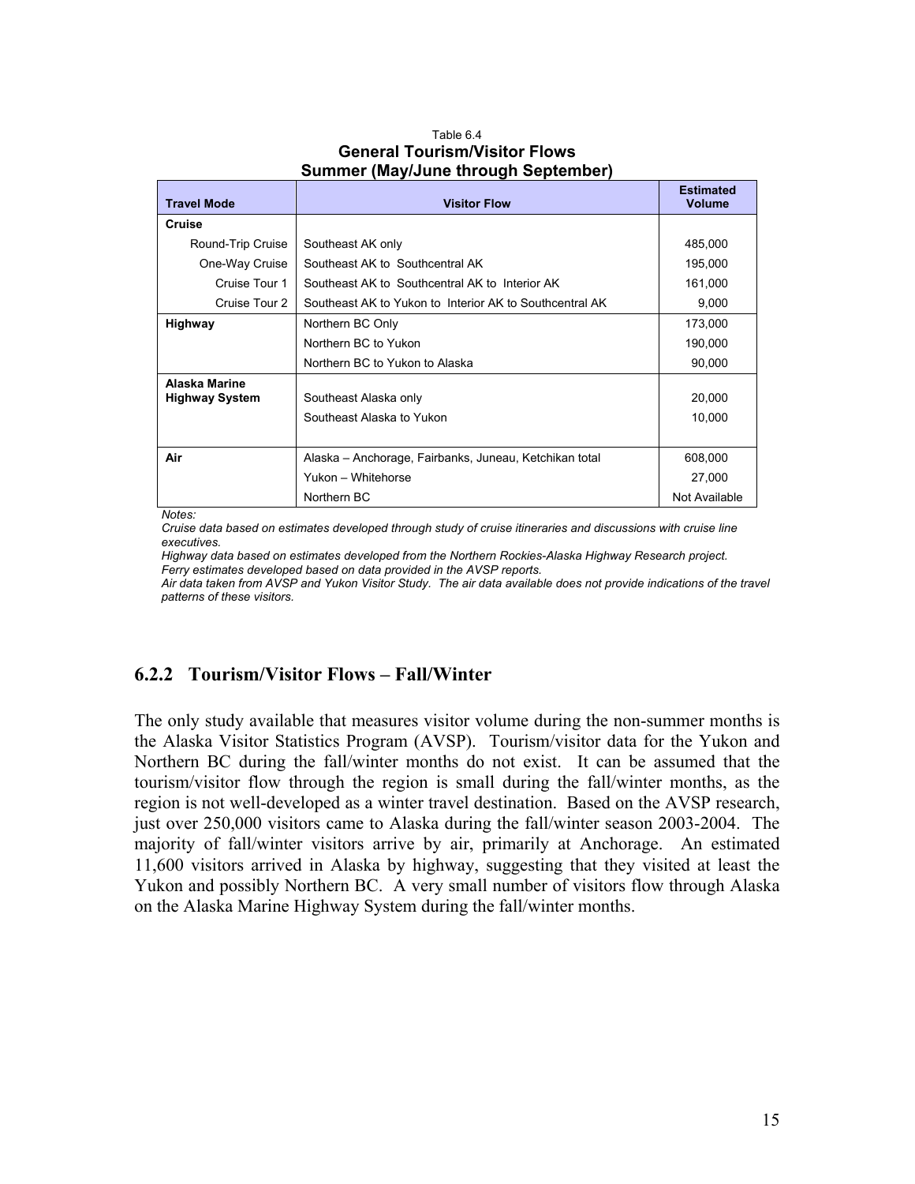Table 6.4

**General Tourism/Visitor Flows**

**Summer (May/June through September)**

| Travel Mode | Visitor Flow | Estimated Volume |
|---|---|---|
| **Cruise** | | |
| Round-Trip Cruise | Southeast AK only | 485,000 |
| One-Way Cruise | Southeast AK to Southcentral AK | 195,000 |
| Cruise Tour 1 | Southeast AK to Southcentral AK to Interior AK | 161,000 |
| Cruise Tour 2 | Southeast AK to Yukon to Interior AK to Southcentral AK | 9,000 |
| **Highway** | Northern BC Only | 173,000 |
| | Northern BC to Yukon | 190,000 |
| | Northern BC to Yukon to Alaska | 90,000 |
| **Alaska Marine Highway System** | Southeast Alaska only | 20,000 |
| | Southeast Alaska to Yukon | 10,000 |
| **Air** | Alaska – Anchorage, Fairbanks, Juneau, Ketchikan total | 608,000 |
| | Yukon – Whitehorse | 27,000 |
| | Northern BC | Not Available |

*Notes:*
*Cruise data based on estimates developed through study of cruise itineraries and discussions with cruise line executives.*
*Highway data based on estimates developed from the Northern Rockies-Alaska Highway Research project.*
*Ferry estimates developed based on data provided in the AVSP reports.*
*Air data taken from AVSP and Yukon Visitor Study. The air data available does not provide indications of the travel patterns of these visitors.*

### 6.2.2 Tourism/Visitor Flows – Fall/Winter

The only study available that measures visitor volume during the non-summer months is the Alaska Visitor Statistics Program (AVSP). Tourism/visitor data for the Yukon and Northern BC during the fall/winter months do not exist. It can be assumed that the tourism/visitor flow through the region is small during the fall/winter months, as the region is not well-developed as a winter travel destination. Based on the AVSP research, just over 250,000 visitors came to Alaska during the fall/winter season 2003-2004. The majority of fall/winter visitors arrive by air, primarily at Anchorage. An estimated 11,600 visitors arrived in Alaska by highway, suggesting that they visited at least the Yukon and possibly Northern BC. A very small number of visitors flow through Alaska on the Alaska Marine Highway System during the fall/winter months.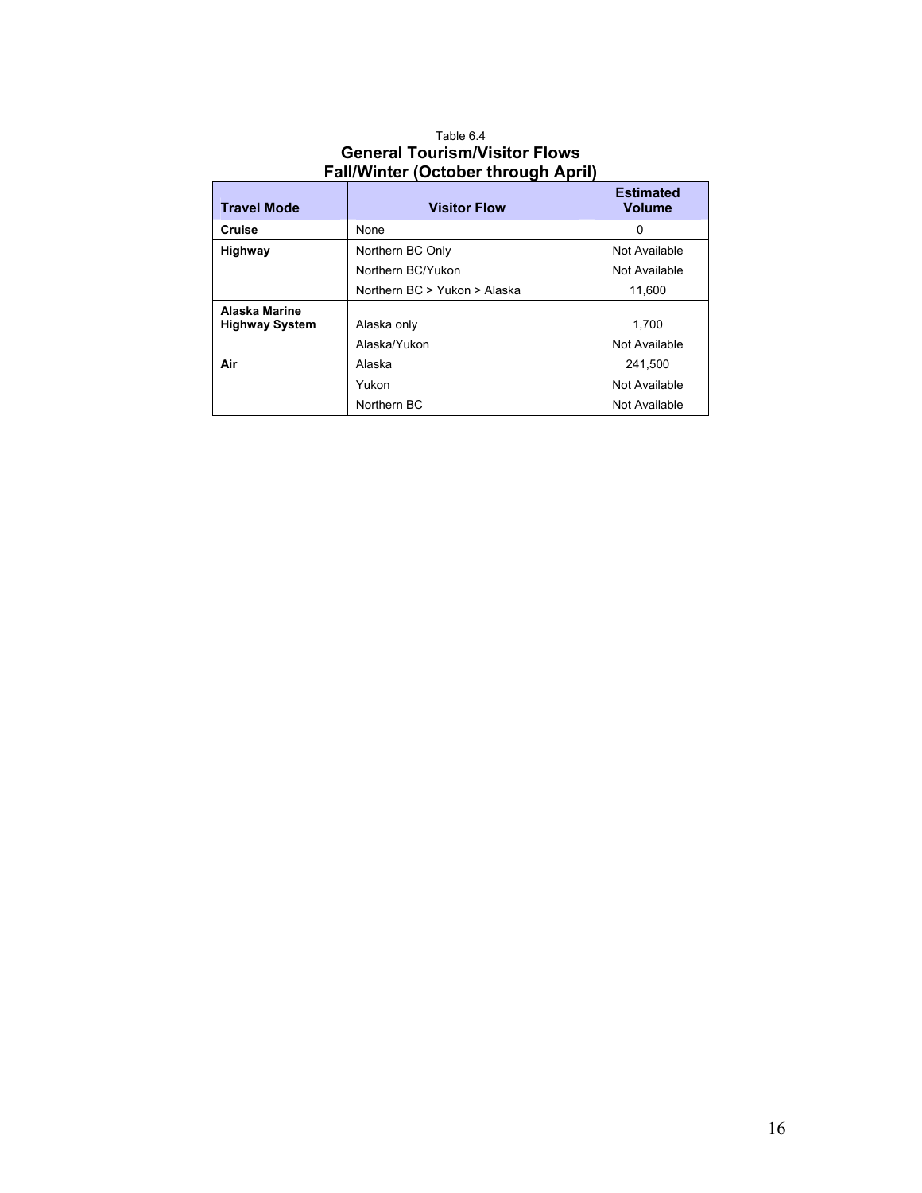Table 6.4

**General Tourism/Visitor Flows**
**Fall/Winter (October through April)**

| Travel Mode | Visitor Flow | Estimated Volume |
|---|---|---|
| **Cruise** | None | 0 |
| **Highway** | Northern BC Only | Not Available |
| | Northern BC/Yukon | Not Available |
| | Northern BC > Yukon > Alaska | 11,600 |
| **Alaska Marine Highway System** | Alaska only | 1,700 |
| | Alaska/Yukon | Not Available |
| **Air** | Alaska | 241,500 |
| | Yukon | Not Available |
| | Northern BC | Not Available |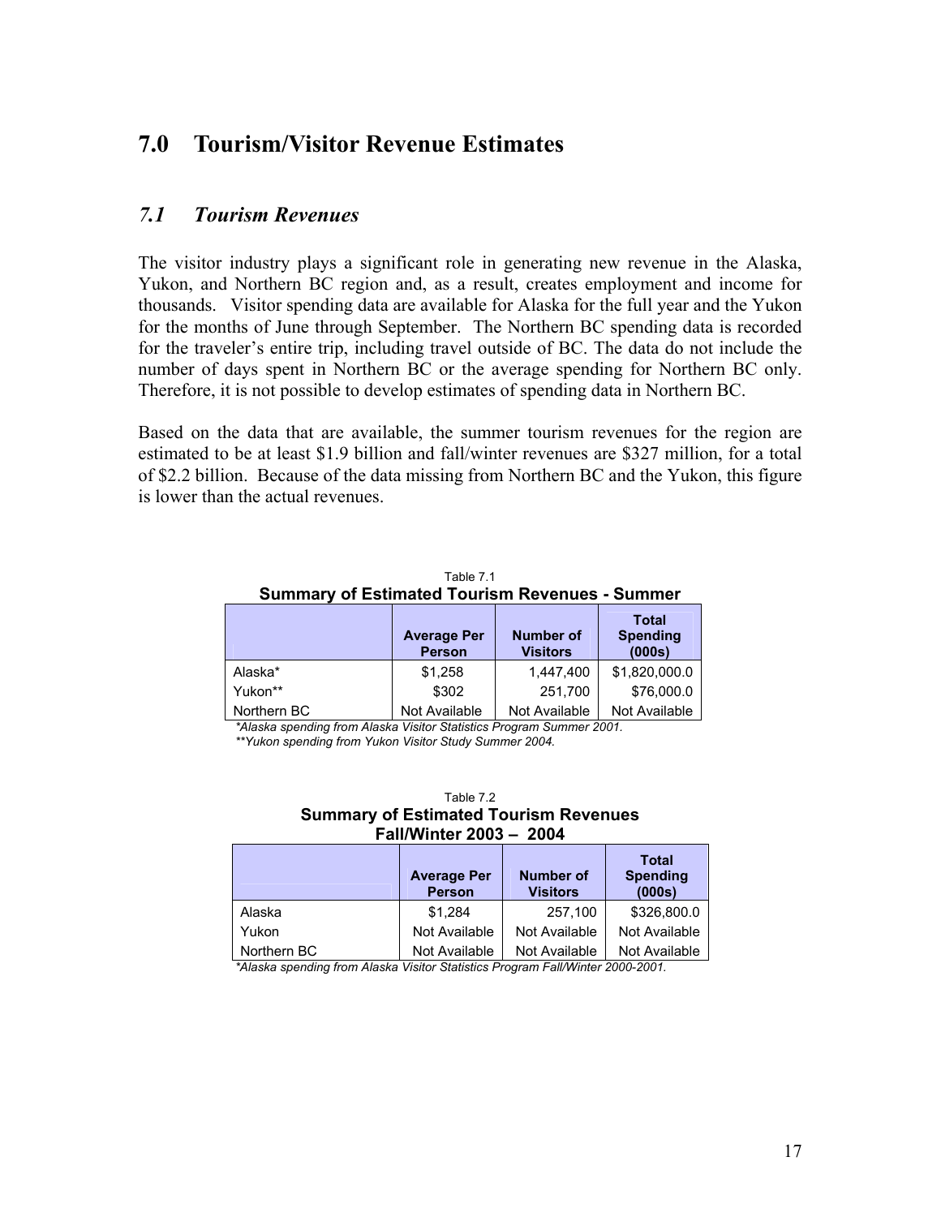# 7.0 Tourism/Visitor Revenue Estimates

## *7.1 Tourism Revenues*

The visitor industry plays a significant role in generating new revenue in the Alaska, Yukon, and Northern BC region and, as a result, creates employment and income for thousands. Visitor spending data are available for Alaska for the full year and the Yukon for the months of June through September. The Northern BC spending data is recorded for the traveler's entire trip, including travel outside of BC. The data do not include the number of days spent in Northern BC or the average spending for Northern BC only. Therefore, it is not possible to develop estimates of spending data in Northern BC.

Based on the data that are available, the summer tourism revenues for the region are estimated to be at least $1.9 billion and fall/winter revenues are $327 million, for a total of $2.2 billion. Because of the data missing from Northern BC and the Yukon, this figure is lower than the actual revenues.

Table 7.1
**Summary of Estimated Tourism Revenues - Summer**

| | Average Per Person | Number of Visitors | Total Spending (000s) |
|---|---|---|---|
| Alaska* | $1,258 | 1,447,400 | $1,820,000.0 |
| Yukon** | $302 | 251,700 | $76,000.0 |
| Northern BC | Not Available | Not Available | Not Available |

*\*Alaska spending from Alaska Visitor Statistics Program Summer 2001.*
*\*\*Yukon spending from Yukon Visitor Study Summer 2004.*

Table 7.2
**Summary of Estimated Tourism Revenues Fall/Winter 2003 – 2004**

| | Average Per Person | Number of Visitors | Total Spending (000s) |
|---|---|---|---|
| Alaska | $1,284 | 257,100 | $326,800.0 |
| Yukon | Not Available | Not Available | Not Available |
| Northern BC | Not Available | Not Available | Not Available |

*\*Alaska spending from Alaska Visitor Statistics Program Fall/Winter 2000-2001.*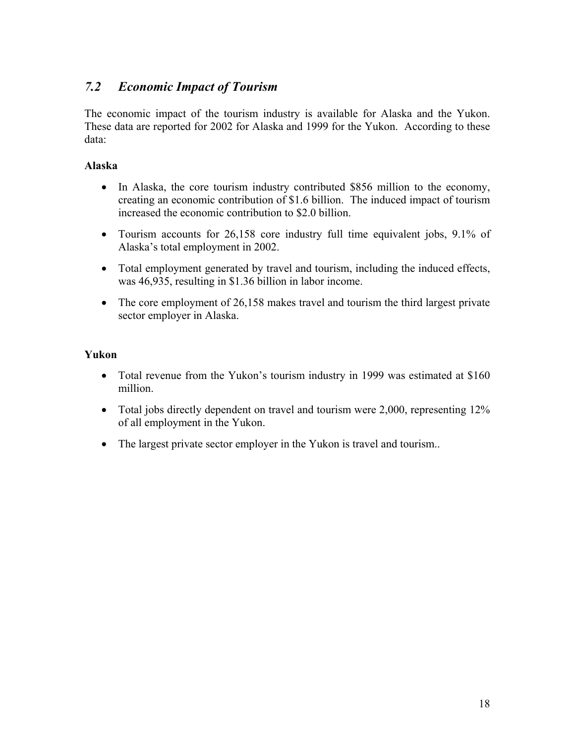## *7.2 Economic Impact of Tourism*

The economic impact of the tourism industry is available for Alaska and the Yukon. These data are reported for 2002 for Alaska and 1999 for the Yukon. According to these data:

**Alaska**

- In Alaska, the core tourism industry contributed $856 million to the economy, creating an economic contribution of $1.6 billion. The induced impact of tourism increased the economic contribution to $2.0 billion.
- Tourism accounts for 26,158 core industry full time equivalent jobs, 9.1% of Alaska's total employment in 2002.
- Total employment generated by travel and tourism, including the induced effects, was 46,935, resulting in $1.36 billion in labor income.
- The core employment of 26,158 makes travel and tourism the third largest private sector employer in Alaska.

**Yukon**

- Total revenue from the Yukon's tourism industry in 1999 was estimated at $160 million.
- Total jobs directly dependent on travel and tourism were 2,000, representing 12% of all employment in the Yukon.
- The largest private sector employer in the Yukon is travel and tourism..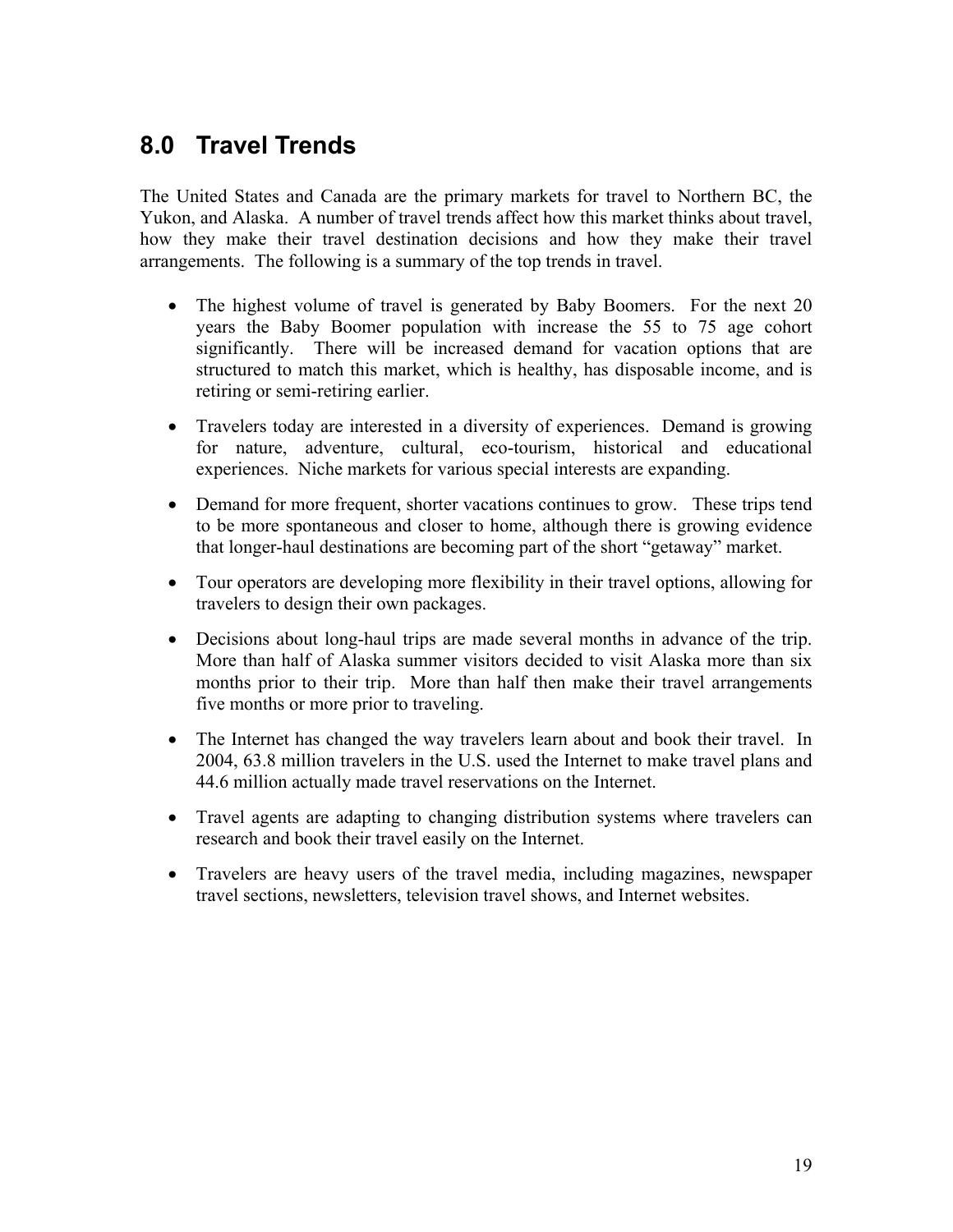## 8.0 Travel Trends

The United States and Canada are the primary markets for travel to Northern BC, the Yukon, and Alaska. A number of travel trends affect how this market thinks about travel, how they make their travel destination decisions and how they make their travel arrangements. The following is a summary of the top trends in travel.

- The highest volume of travel is generated by Baby Boomers. For the next 20 years the Baby Boomer population with increase the 55 to 75 age cohort significantly. There will be increased demand for vacation options that are structured to match this market, which is healthy, has disposable income, and is retiring or semi-retiring earlier.
- Travelers today are interested in a diversity of experiences. Demand is growing for nature, adventure, cultural, eco-tourism, historical and educational experiences. Niche markets for various special interests are expanding.
- Demand for more frequent, shorter vacations continues to grow. These trips tend to be more spontaneous and closer to home, although there is growing evidence that longer-haul destinations are becoming part of the short "getaway" market.
- Tour operators are developing more flexibility in their travel options, allowing for travelers to design their own packages.
- Decisions about long-haul trips are made several months in advance of the trip. More than half of Alaska summer visitors decided to visit Alaska more than six months prior to their trip. More than half then make their travel arrangements five months or more prior to traveling.
- The Internet has changed the way travelers learn about and book their travel. In 2004, 63.8 million travelers in the U.S. used the Internet to make travel plans and 44.6 million actually made travel reservations on the Internet.
- Travel agents are adapting to changing distribution systems where travelers can research and book their travel easily on the Internet.
- Travelers are heavy users of the travel media, including magazines, newspaper travel sections, newsletters, television travel shows, and Internet websites.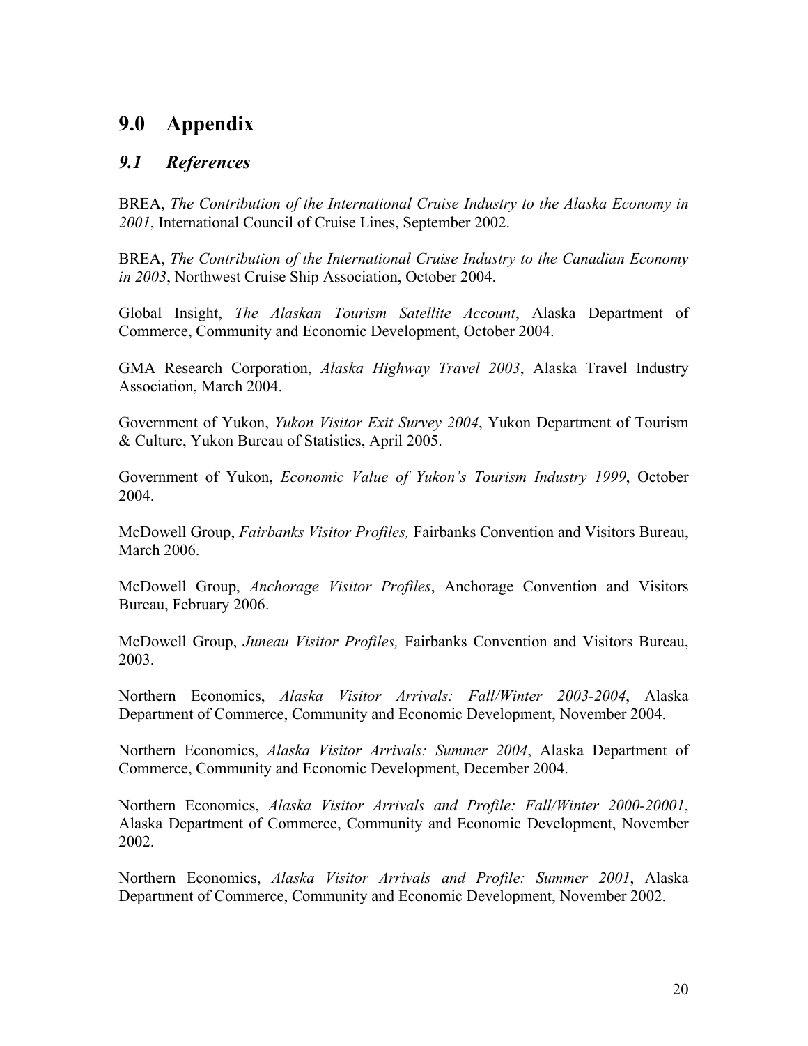# 9.0 Appendix

## *9.1 References*

BREA, *The Contribution of the International Cruise Industry to the Alaska Economy in 2001*, International Council of Cruise Lines, September 2002.

BREA, *The Contribution of the International Cruise Industry to the Canadian Economy in 2003*, Northwest Cruise Ship Association, October 2004.

Global Insight, *The Alaskan Tourism Satellite Account*, Alaska Department of Commerce, Community and Economic Development, October 2004.

GMA Research Corporation, *Alaska Highway Travel 2003*, Alaska Travel Industry Association, March 2004.

Government of Yukon, *Yukon Visitor Exit Survey 2004*, Yukon Department of Tourism & Culture, Yukon Bureau of Statistics, April 2005.

Government of Yukon, *Economic Value of Yukon's Tourism Industry 1999*, October 2004.

McDowell Group, *Fairbanks Visitor Profiles,* Fairbanks Convention and Visitors Bureau, March 2006.

McDowell Group, *Anchorage Visitor Profiles*, Anchorage Convention and Visitors Bureau, February 2006.

McDowell Group, *Juneau Visitor Profiles,* Fairbanks Convention and Visitors Bureau, 2003.

Northern Economics, *Alaska Visitor Arrivals: Fall/Winter 2003-2004*, Alaska Department of Commerce, Community and Economic Development, November 2004.

Northern Economics, *Alaska Visitor Arrivals: Summer 2004*, Alaska Department of Commerce, Community and Economic Development, December 2004.

Northern Economics, *Alaska Visitor Arrivals and Profile: Fall/Winter 2000-20001*, Alaska Department of Commerce, Community and Economic Development, November 2002.

Northern Economics, *Alaska Visitor Arrivals and Profile: Summer 2001*, Alaska Department of Commerce, Community and Economic Development, November 2002.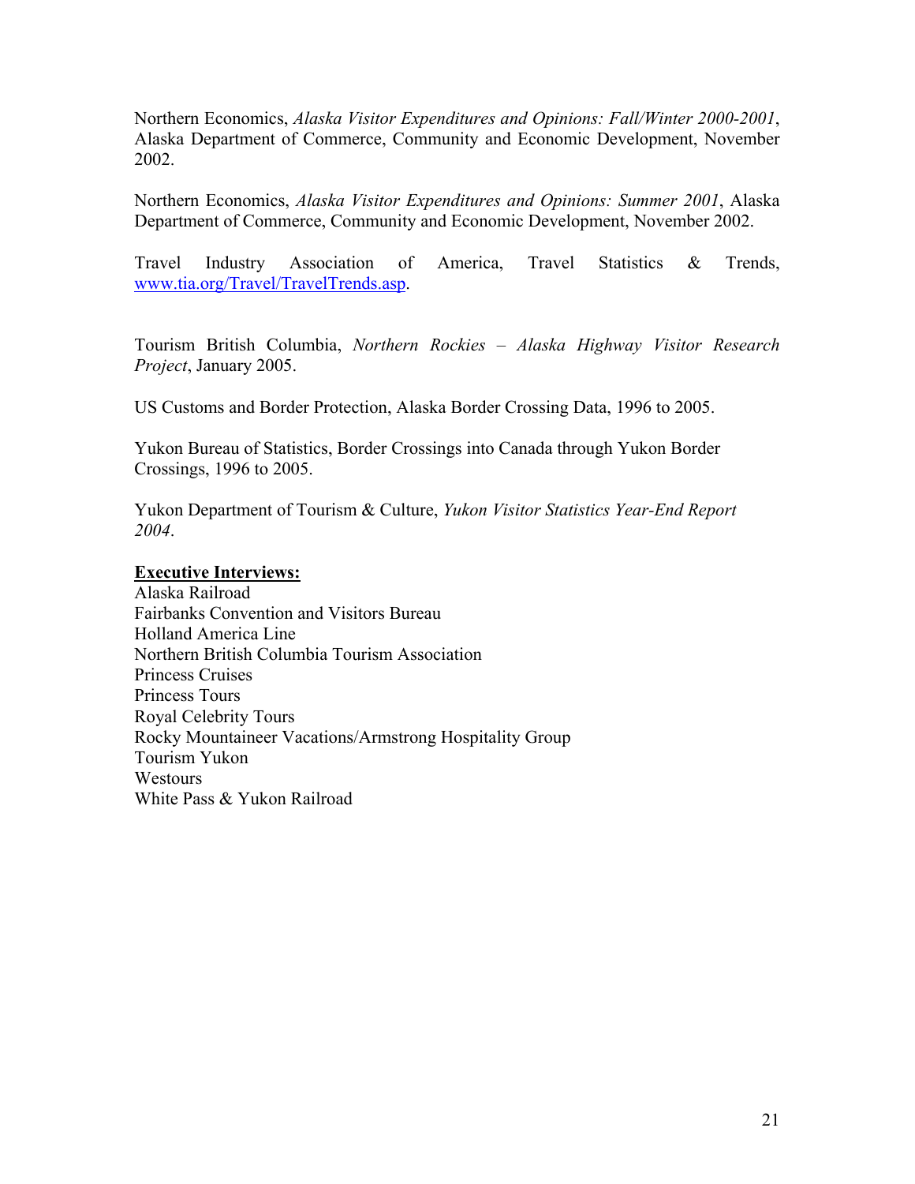Northern Economics, *Alaska Visitor Expenditures and Opinions: Fall/Winter 2000-2001*, Alaska Department of Commerce, Community and Economic Development, November 2002.

Northern Economics, *Alaska Visitor Expenditures and Opinions: Summer 2001*, Alaska Department of Commerce, Community and Economic Development, November 2002.

Travel Industry Association of America, Travel Statistics & Trends, www.tia.org/Travel/TravelTrends.asp.

Tourism British Columbia, *Northern Rockies – Alaska Highway Visitor Research Project*, January 2005.

US Customs and Border Protection, Alaska Border Crossing Data, 1996 to 2005.

Yukon Bureau of Statistics, Border Crossings into Canada through Yukon Border Crossings, 1996 to 2005.

Yukon Department of Tourism & Culture, *Yukon Visitor Statistics Year-End Report 2004*.

**Executive Interviews:**

Alaska Railroad
Fairbanks Convention and Visitors Bureau
Holland America Line
Northern British Columbia Tourism Association
Princess Cruises
Princess Tours
Royal Celebrity Tours
Rocky Mountaineer Vacations/Armstrong Hospitality Group
Tourism Yukon
Westours
White Pass & Yukon Railroad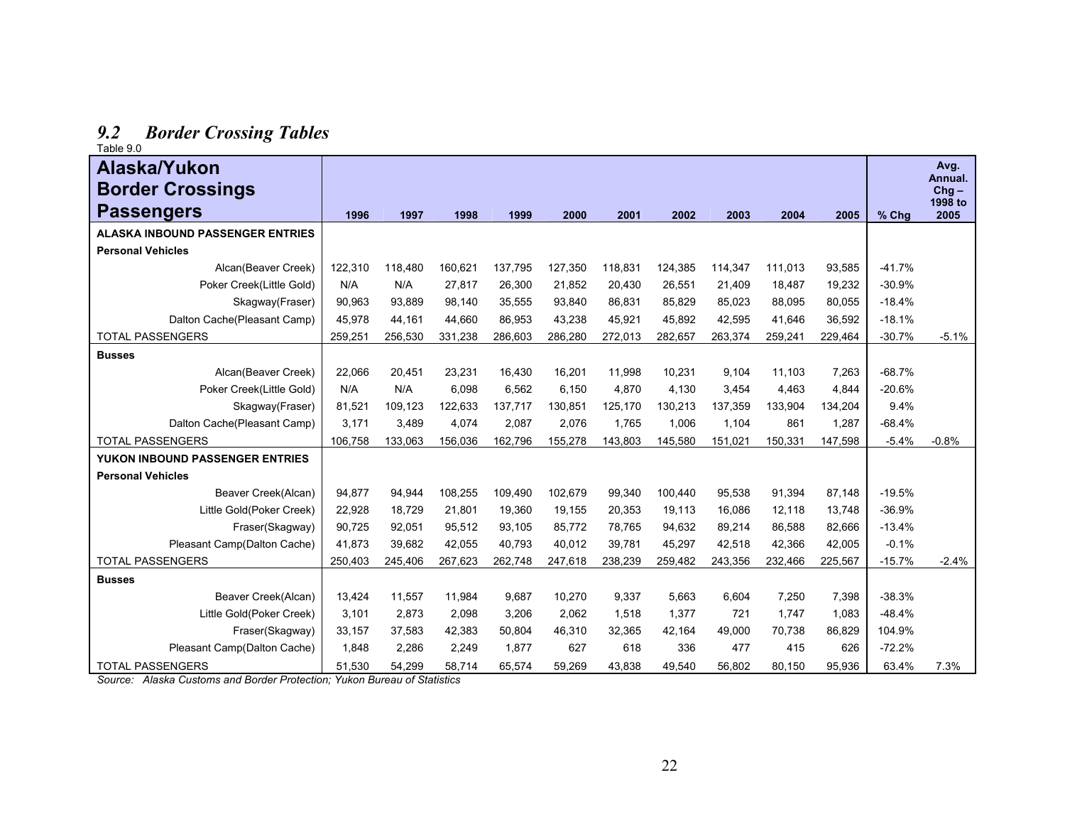## *9.2 Border Crossing Tables*

Table 9.0

| Alaska/Yukon Border Crossings Passengers | 1996 | 1997 | 1998 | 1999 | 2000 | 2001 | 2002 | 2003 | 2004 | 2005 | % Chg | Avg. Annual. Chg – 1998 to 2005 |
|---|---|---|---|---|---|---|---|---|---|---|---|---|
| **ALASKA INBOUND PASSENGER ENTRIES** | | | | | | | | | | | | |
| **Personal Vehicles** | | | | | | | | | | | | |
| Alcan(Beaver Creek) | 122,310 | 118,480 | 160,621 | 137,795 | 127,350 | 118,831 | 124,385 | 114,347 | 111,013 | 93,585 | -41.7% | |
| Poker Creek(Little Gold) | N/A | N/A | 27,817 | 26,300 | 21,852 | 20,430 | 26,551 | 21,409 | 18,487 | 19,232 | -30.9% | |
| Skagway(Fraser) | 90,963 | 93,889 | 98,140 | 35,555 | 93,840 | 86,831 | 85,829 | 85,023 | 88,095 | 80,055 | -18.4% | |
| Dalton Cache(Pleasant Camp) | 45,978 | 44,161 | 44,660 | 86,953 | 43,238 | 45,921 | 45,892 | 42,595 | 41,646 | 36,592 | -18.1% | |
| TOTAL PASSENGERS | 259,251 | 256,530 | 331,238 | 286,603 | 286,280 | 272,013 | 282,657 | 263,374 | 259,241 | 229,464 | -30.7% | -5.1% |
| **Busses** | | | | | | | | | | | | |
| Alcan(Beaver Creek) | 22,066 | 20,451 | 23,231 | 16,430 | 16,201 | 11,998 | 10,231 | 9,104 | 11,103 | 7,263 | -68.7% | |
| Poker Creek(Little Gold) | N/A | N/A | 6,098 | 6,562 | 6,150 | 4,870 | 4,130 | 3,454 | 4,463 | 4,844 | -20.6% | |
| Skagway(Fraser) | 81,521 | 109,123 | 122,633 | 137,717 | 130,851 | 125,170 | 130,213 | 137,359 | 133,904 | 134,204 | 9.4% | |
| Dalton Cache(Pleasant Camp) | 3,171 | 3,489 | 4,074 | 2,087 | 2,076 | 1,765 | 1,006 | 1,104 | 861 | 1,287 | -68.4% | |
| TOTAL PASSENGERS | 106,758 | 133,063 | 156,036 | 162,796 | 155,278 | 143,803 | 145,580 | 151,021 | 150,331 | 147,598 | -5.4% | -0.8% |
| **YUKON INBOUND PASSENGER ENTRIES** | | | | | | | | | | | | |
| **Personal Vehicles** | | | | | | | | | | | | |
| Beaver Creek(Alcan) | 94,877 | 94,944 | 108,255 | 109,490 | 102,679 | 99,340 | 100,440 | 95,538 | 91,394 | 87,148 | -19.5% | |
| Little Gold(Poker Creek) | 22,928 | 18,729 | 21,801 | 19,360 | 19,155 | 20,353 | 19,113 | 16,086 | 12,118 | 13,748 | -36.9% | |
| Fraser(Skagway) | 90,725 | 92,051 | 95,512 | 93,105 | 85,772 | 78,765 | 94,632 | 89,214 | 86,588 | 82,666 | -13.4% | |
| Pleasant Camp(Dalton Cache) | 41,873 | 39,682 | 42,055 | 40,793 | 40,012 | 39,781 | 45,297 | 42,518 | 42,366 | 42,005 | -0.1% | |
| TOTAL PASSENGERS | 250,403 | 245,406 | 267,623 | 262,748 | 247,618 | 238,239 | 259,482 | 243,356 | 232,466 | 225,567 | -15.7% | -2.4% |
| **Busses** | | | | | | | | | | | | |
| Beaver Creek(Alcan) | 13,424 | 11,557 | 11,984 | 9,687 | 10,270 | 9,337 | 5,663 | 6,604 | 7,250 | 7,398 | -38.3% | |
| Little Gold(Poker Creek) | 3,101 | 2,873 | 2,098 | 3,206 | 2,062 | 1,518 | 1,377 | 721 | 1,747 | 1,083 | -48.4% | |
| Fraser(Skagway) | 33,157 | 37,583 | 42,383 | 50,804 | 46,310 | 32,365 | 42,164 | 49,000 | 70,738 | 86,829 | 104.9% | |
| Pleasant Camp(Dalton Cache) | 1,848 | 2,286 | 2,249 | 1,877 | 627 | 618 | 336 | 477 | 415 | 626 | -72.2% | |
| TOTAL PASSENGERS | 51,530 | 54,299 | 58,714 | 65,574 | 59,269 | 43,838 | 49,540 | 56,802 | 80,150 | 95,936 | 63.4% | 7.3% |

*Source: Alaska Customs and Border Protection; Yukon Bureau of Statistics*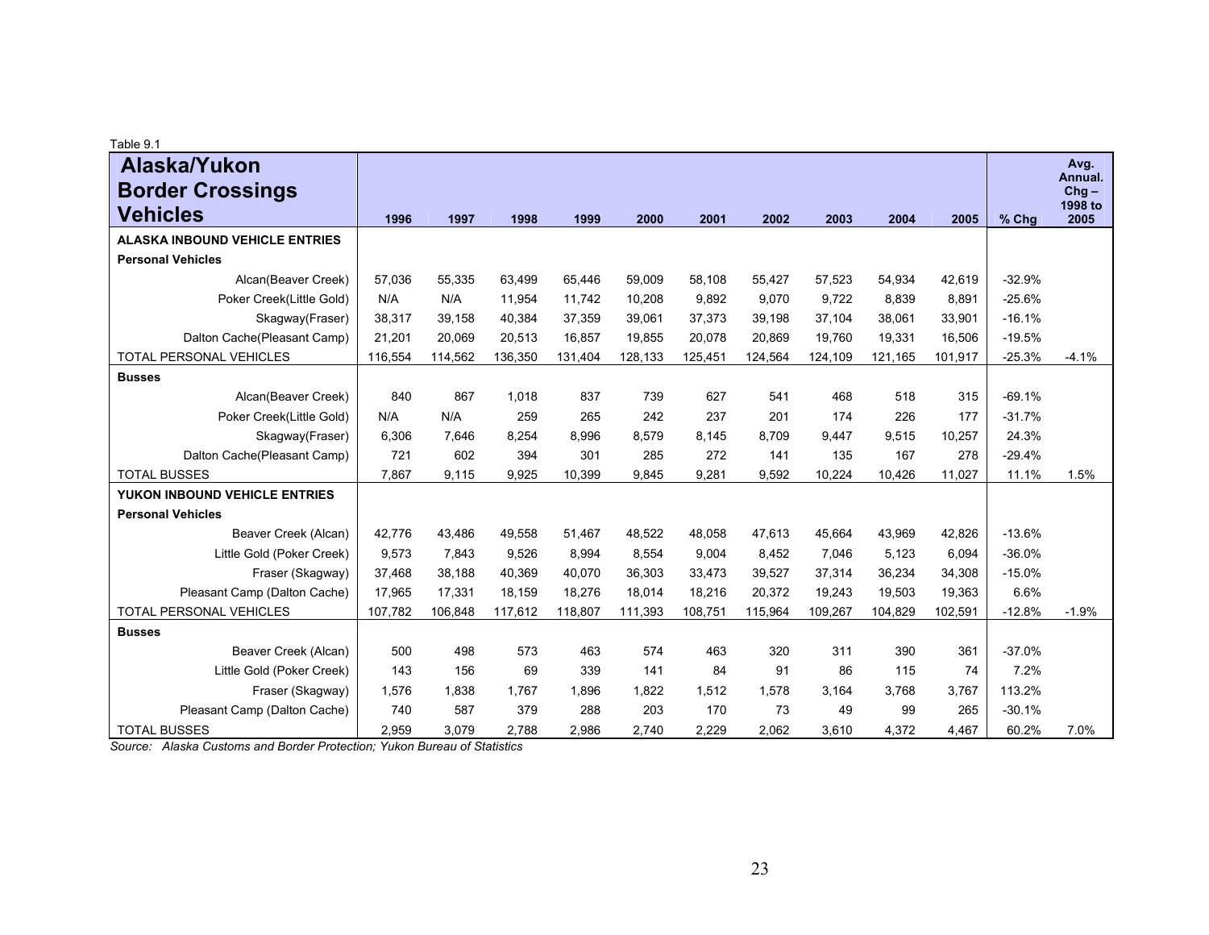Table 9.1

| Alaska/Yukon Border Crossings Vehicles | 1996 | 1997 | 1998 | 1999 | 2000 | 2001 | 2002 | 2003 | 2004 | 2005 | % Chg | Avg. Annual. Chg – 1998 to 2005 |
|---|---|---|---|---|---|---|---|---|---|---|---|---|
| **ALASKA INBOUND VEHICLE ENTRIES** | | | | | | | | | | | | |
| **Personal Vehicles** | | | | | | | | | | | | |
| Alcan(Beaver Creek) | 57,036 | 55,335 | 63,499 | 65,446 | 59,009 | 58,108 | 55,427 | 57,523 | 54,934 | 42,619 | -32.9% | |
| Poker Creek(Little Gold) | N/A | N/A | 11,954 | 11,742 | 10,208 | 9,892 | 9,070 | 9,722 | 8,839 | 8,891 | -25.6% | |
| Skagway(Fraser) | 38,317 | 39,158 | 40,384 | 37,359 | 39,061 | 37,373 | 39,198 | 37,104 | 38,061 | 33,901 | -16.1% | |
| Dalton Cache(Pleasant Camp) | 21,201 | 20,069 | 20,513 | 16,857 | 19,855 | 20,078 | 20,869 | 19,760 | 19,331 | 16,506 | -19.5% | |
| TOTAL PERSONAL VEHICLES | 116,554 | 114,562 | 136,350 | 131,404 | 128,133 | 125,451 | 124,564 | 124,109 | 121,165 | 101,917 | -25.3% | -4.1% |
| **Busses** | | | | | | | | | | | | |
| Alcan(Beaver Creek) | 840 | 867 | 1,018 | 837 | 739 | 627 | 541 | 468 | 518 | 315 | -69.1% | |
| Poker Creek(Little Gold) | N/A | N/A | 259 | 265 | 242 | 237 | 201 | 174 | 226 | 177 | -31.7% | |
| Skagway(Fraser) | 6,306 | 7,646 | 8,254 | 8,996 | 8,579 | 8,145 | 8,709 | 9,447 | 9,515 | 10,257 | 24.3% | |
| Dalton Cache(Pleasant Camp) | 721 | 602 | 394 | 301 | 285 | 272 | 141 | 135 | 167 | 278 | -29.4% | |
| TOTAL BUSSES | 7,867 | 9,115 | 9,925 | 10,399 | 9,845 | 9,281 | 9,592 | 10,224 | 10,426 | 11,027 | 11.1% | 1.5% |
| **YUKON INBOUND VEHICLE ENTRIES** | | | | | | | | | | | | |
| **Personal Vehicles** | | | | | | | | | | | | |
| Beaver Creek (Alcan) | 42,776 | 43,486 | 49,558 | 51,467 | 48,522 | 48,058 | 47,613 | 45,664 | 43,969 | 42,826 | -13.6% | |
| Little Gold (Poker Creek) | 9,573 | 7,843 | 9,526 | 8,994 | 8,554 | 9,004 | 8,452 | 7,046 | 5,123 | 6,094 | -36.0% | |
| Fraser (Skagway) | 37,468 | 38,188 | 40,369 | 40,070 | 36,303 | 33,473 | 39,527 | 37,314 | 36,234 | 34,308 | -15.0% | |
| Pleasant Camp (Dalton Cache) | 17,965 | 17,331 | 18,159 | 18,276 | 18,014 | 18,216 | 20,372 | 19,243 | 19,503 | 19,363 | 6.6% | |
| TOTAL PERSONAL VEHICLES | 107,782 | 106,848 | 117,612 | 118,807 | 111,393 | 108,751 | 115,964 | 109,267 | 104,829 | 102,591 | -12.8% | -1.9% |
| **Busses** | | | | | | | | | | | | |
| Beaver Creek (Alcan) | 500 | 498 | 573 | 463 | 574 | 463 | 320 | 311 | 390 | 361 | -37.0% | |
| Little Gold (Poker Creek) | 143 | 156 | 69 | 339 | 141 | 84 | 91 | 86 | 115 | 74 | 7.2% | |
| Fraser (Skagway) | 1,576 | 1,838 | 1,767 | 1,896 | 1,822 | 1,512 | 1,578 | 3,164 | 3,768 | 3,767 | 113.2% | |
| Pleasant Camp (Dalton Cache) | 740 | 587 | 379 | 288 | 203 | 170 | 73 | 49 | 99 | 265 | -30.1% | |
| TOTAL BUSSES | 2,959 | 3,079 | 2,788 | 2,986 | 2,740 | 2,229 | 2,062 | 3,610 | 4,372 | 4,467 | 60.2% | 7.0% |

*Source: Alaska Customs and Border Protection; Yukon Bureau of Statistics*